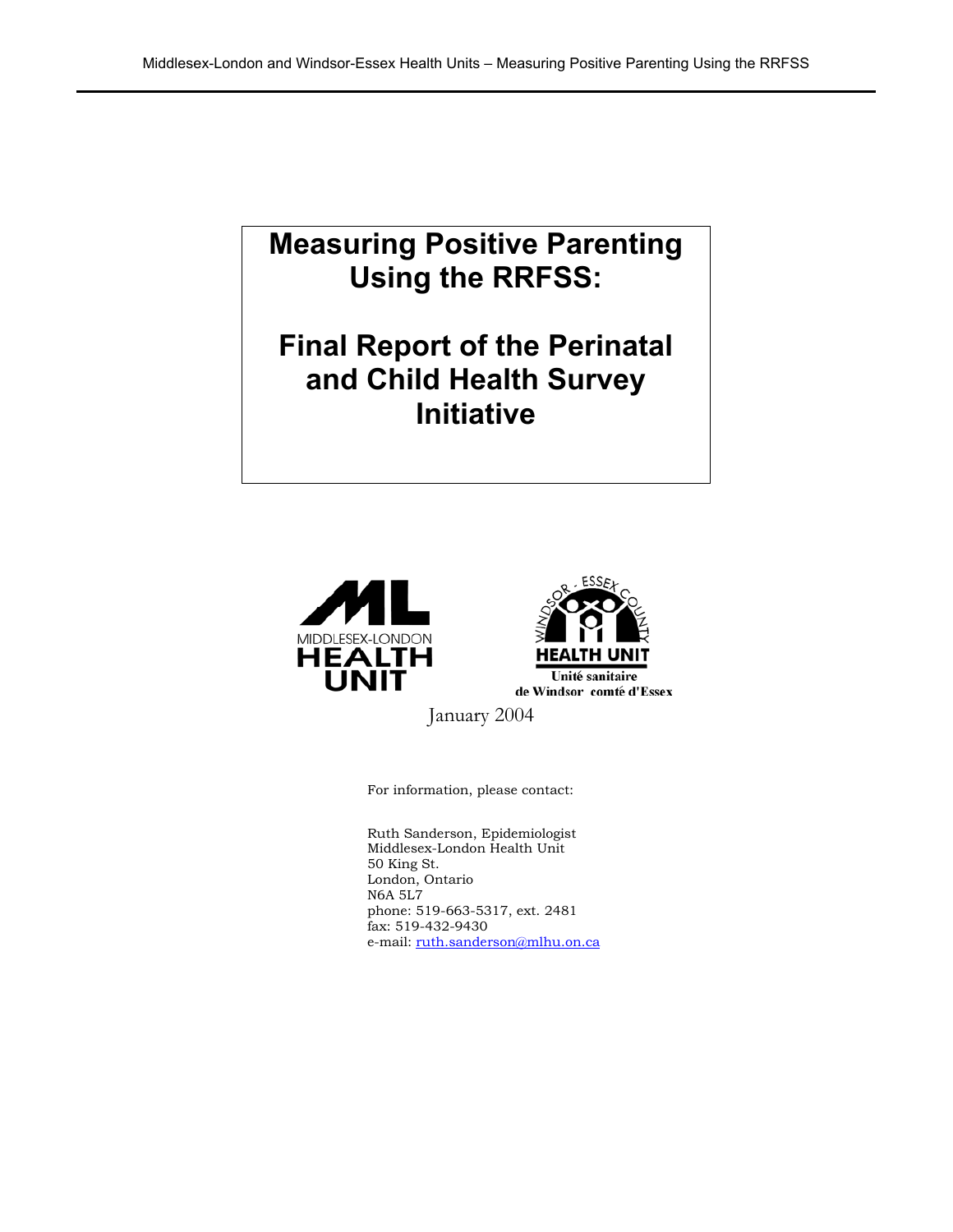# Measuring Positive Parenting Using the RRFSS:

# Final Report of the Perinatal and Child Health Survey Initiative

MIDDLESEX-LONDON HEALTH UNIT

WINDSOR - ESSEX COUNTY HEALTH UNIT
Unité sanitaire de Windsor comté d'Essex

January 2004

For information, please contact:

Ruth Sanderson, Epidemiologist
Middlesex-London Health Unit
50 King St.
London, Ontario
N6A 5L7
phone: 519-663-5317, ext. 2481
fax: 519-432-9430
e-mail: ruth.sanderson@mlhu.on.ca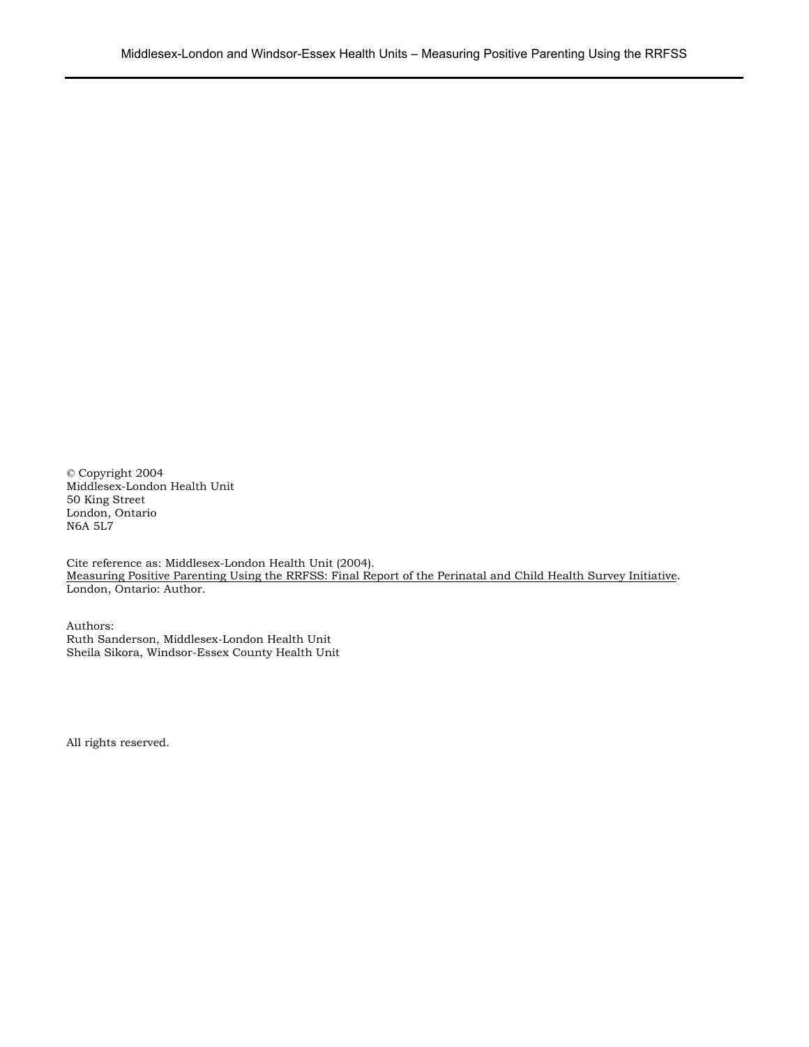© Copyright 2004
Middlesex-London Health Unit
50 King Street
London, Ontario
N6A 5L7

Cite reference as: Middlesex-London Health Unit (2004).
Measuring Positive Parenting Using the RRFSS: Final Report of the Perinatal and Child Health Survey Initiative.
London, Ontario: Author.

Authors:
Ruth Sanderson, Middlesex-London Health Unit
Sheila Sikora, Windsor-Essex County Health Unit

All rights reserved.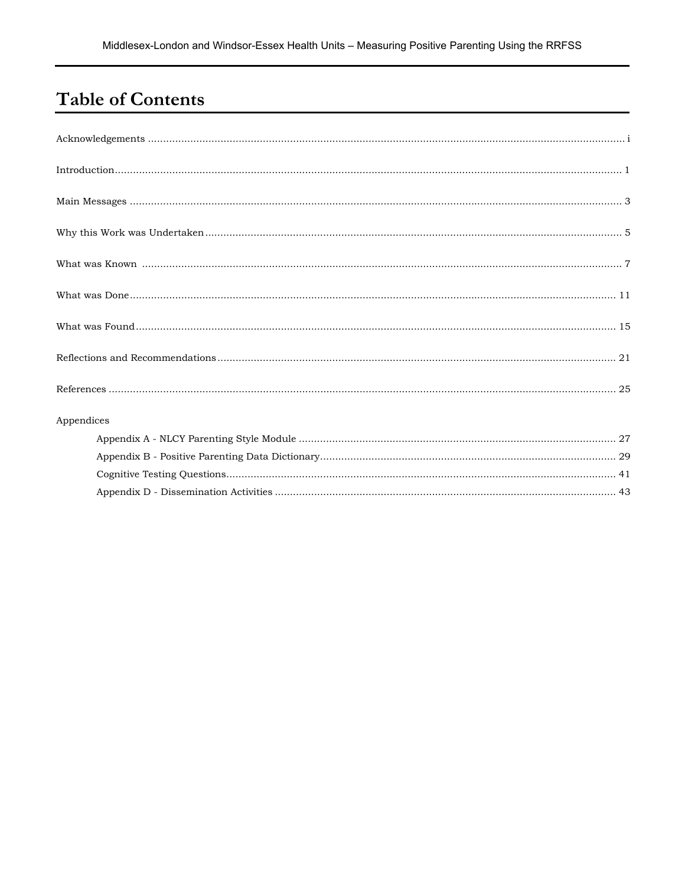# Table of Contents

Acknowledgements ........................................................................................................................................... i

Introduction........................................................................................................................................................ 1

Main Messages ................................................................................................................................................... 3

Why this Work was Undertaken ........................................................................................................................ 5

What was Known ............................................................................................................................................... 7

What was Done ................................................................................................................................................ 11

What was Found .............................................................................................................................................. 15

Reflections and Recommendations ................................................................................................................. 21

References ....................................................................................................................................................... 25

Appendices

- Appendix A - NLCY Parenting Style Module ........................................................................................ 27
- Appendix B - Positive Parenting Data Dictionary .................................................................................. 29
- Cognitive Testing Questions ................................................................................................................. 41
- Appendix D - Dissemination Activities ................................................................................................. 43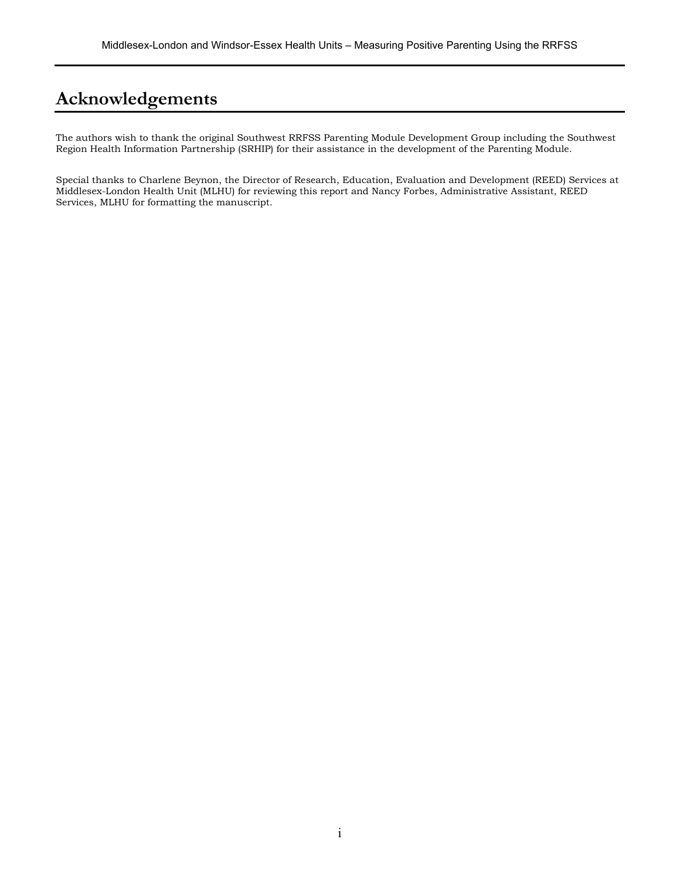# Acknowledgements

The authors wish to thank the original Southwest RRFSS Parenting Module Development Group including the Southwest Region Health Information Partnership (SRHIP) for their assistance in the development of the Parenting Module.

Special thanks to Charlene Beynon, the Director of Research, Education, Evaluation and Development (REED) Services at Middlesex-London Health Unit (MLHU) for reviewing this report and Nancy Forbes, Administrative Assistant, REED Services, MLHU for formatting the manuscript.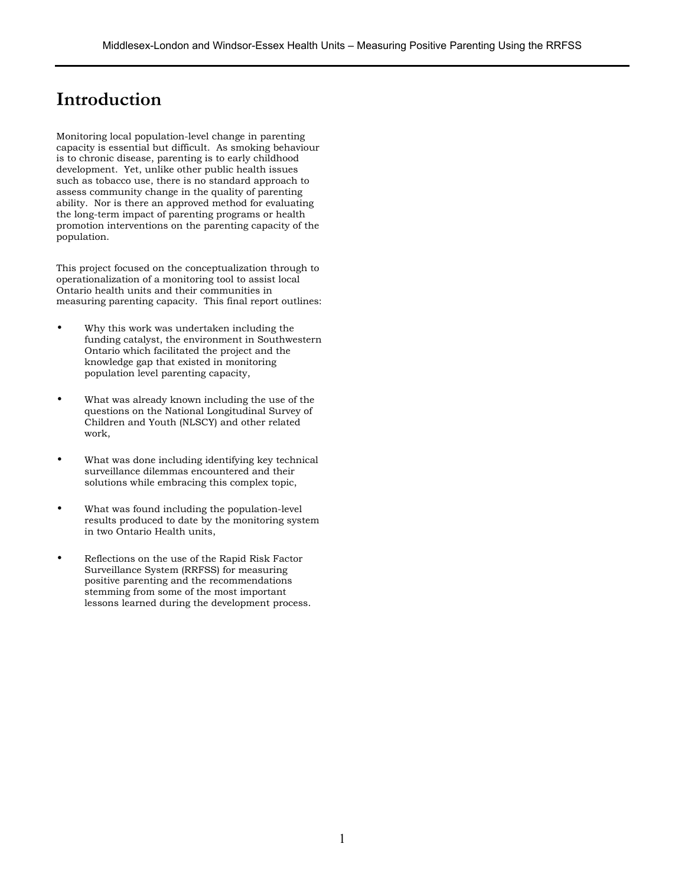# Introduction

Monitoring local population-level change in parenting capacity is essential but difficult. As smoking behaviour is to chronic disease, parenting is to early childhood development. Yet, unlike other public health issues such as tobacco use, there is no standard approach to assess community change in the quality of parenting ability. Nor is there an approved method for evaluating the long-term impact of parenting programs or health promotion interventions on the parenting capacity of the population.

This project focused on the conceptualization through to operationalization of a monitoring tool to assist local Ontario health units and their communities in measuring parenting capacity. This final report outlines:

- Why this work was undertaken including the funding catalyst, the environment in Southwestern Ontario which facilitated the project and the knowledge gap that existed in monitoring population level parenting capacity,
- What was already known including the use of the questions on the National Longitudinal Survey of Children and Youth (NLSCY) and other related work,
- What was done including identifying key technical surveillance dilemmas encountered and their solutions while embracing this complex topic,
- What was found including the population-level results produced to date by the monitoring system in two Ontario Health units,
- Reflections on the use of the Rapid Risk Factor Surveillance System (RRFSS) for measuring positive parenting and the recommendations stemming from some of the most important lessons learned during the development process.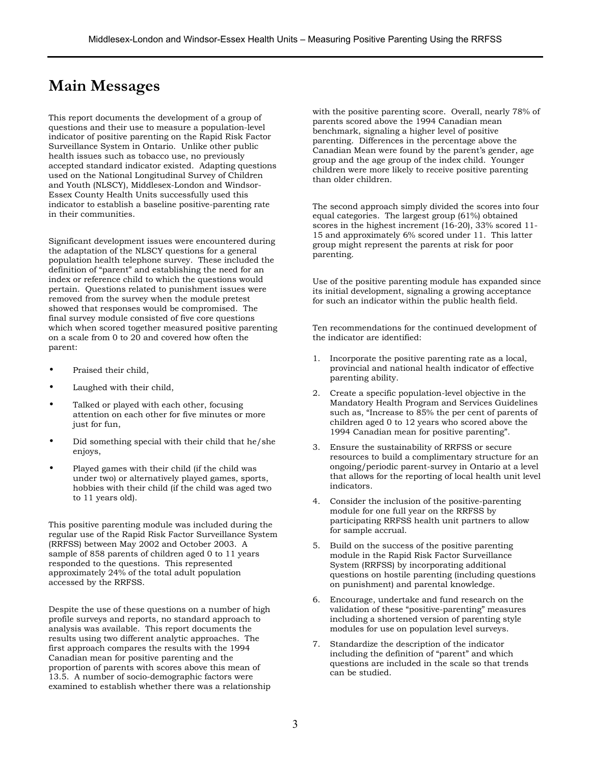# Main Messages

This report documents the development of a group of questions and their use to measure a population-level indicator of positive parenting on the Rapid Risk Factor Surveillance System in Ontario. Unlike other public health issues such as tobacco use, no previously accepted standard indicator existed. Adapting questions used on the National Longitudinal Survey of Children and Youth (NLSCY), Middlesex-London and Windsor-Essex County Health Units successfully used this indicator to establish a baseline positive-parenting rate in their communities.

Significant development issues were encountered during the adaptation of the NLSCY questions for a general population health telephone survey. These included the definition of "parent" and establishing the need for an index or reference child to which the questions would pertain. Questions related to punishment issues were removed from the survey when the module pretest showed that responses would be compromised. The final survey module consisted of five core questions which when scored together measured positive parenting on a scale from 0 to 20 and covered how often the parent:

- Praised their child,
- Laughed with their child,
- Talked or played with each other, focusing attention on each other for five minutes or more just for fun,
- Did something special with their child that he/she enjoys,
- Played games with their child (if the child was under two) or alternatively played games, sports, hobbies with their child (if the child was aged two to 11 years old).

This positive parenting module was included during the regular use of the Rapid Risk Factor Surveillance System (RRFSS) between May 2002 and October 2003. A sample of 858 parents of children aged 0 to 11 years responded to the questions. This represented approximately 24% of the total adult population accessed by the RRFSS.

Despite the use of these questions on a number of high profile surveys and reports, no standard approach to analysis was available. This report documents the results using two different analytic approaches. The first approach compares the results with the 1994 Canadian mean for positive parenting and the proportion of parents with scores above this mean of 13.5. A number of socio-demographic factors were examined to establish whether there was a relationship with the positive parenting score. Overall, nearly 78% of parents scored above the 1994 Canadian mean benchmark, signaling a higher level of positive parenting. Differences in the percentage above the Canadian Mean were found by the parent's gender, age group and the age group of the index child. Younger children were more likely to receive positive parenting than older children.

The second approach simply divided the scores into four equal categories. The largest group (61%) obtained scores in the highest increment (16-20), 33% scored 11-15 and approximately 6% scored under 11. This latter group might represent the parents at risk for poor parenting.

Use of the positive parenting module has expanded since its initial development, signaling a growing acceptance for such an indicator within the public health field.

Ten recommendations for the continued development of the indicator are identified:

1. Incorporate the positive parenting rate as a local, provincial and national health indicator of effective parenting ability.
2. Create a specific population-level objective in the Mandatory Health Program and Services Guidelines such as, "Increase to 85% the per cent of parents of children aged 0 to 12 years who scored above the 1994 Canadian mean for positive parenting".
3. Ensure the sustainability of RRFSS or secure resources to build a complimentary structure for an ongoing/periodic parent-survey in Ontario at a level that allows for the reporting of local health unit level indicators.
4. Consider the inclusion of the positive-parenting module for one full year on the RRFSS by participating RRFSS health unit partners to allow for sample accrual.
5. Build on the success of the positive parenting module in the Rapid Risk Factor Surveillance System (RRFSS) by incorporating additional questions on hostile parenting (including questions on punishment) and parental knowledge.
6. Encourage, undertake and fund research on the validation of these "positive-parenting" measures including a shortened version of parenting style modules for use on population level surveys.
7. Standardize the description of the indicator including the definition of "parent" and which questions are included in the scale so that trends can be studied.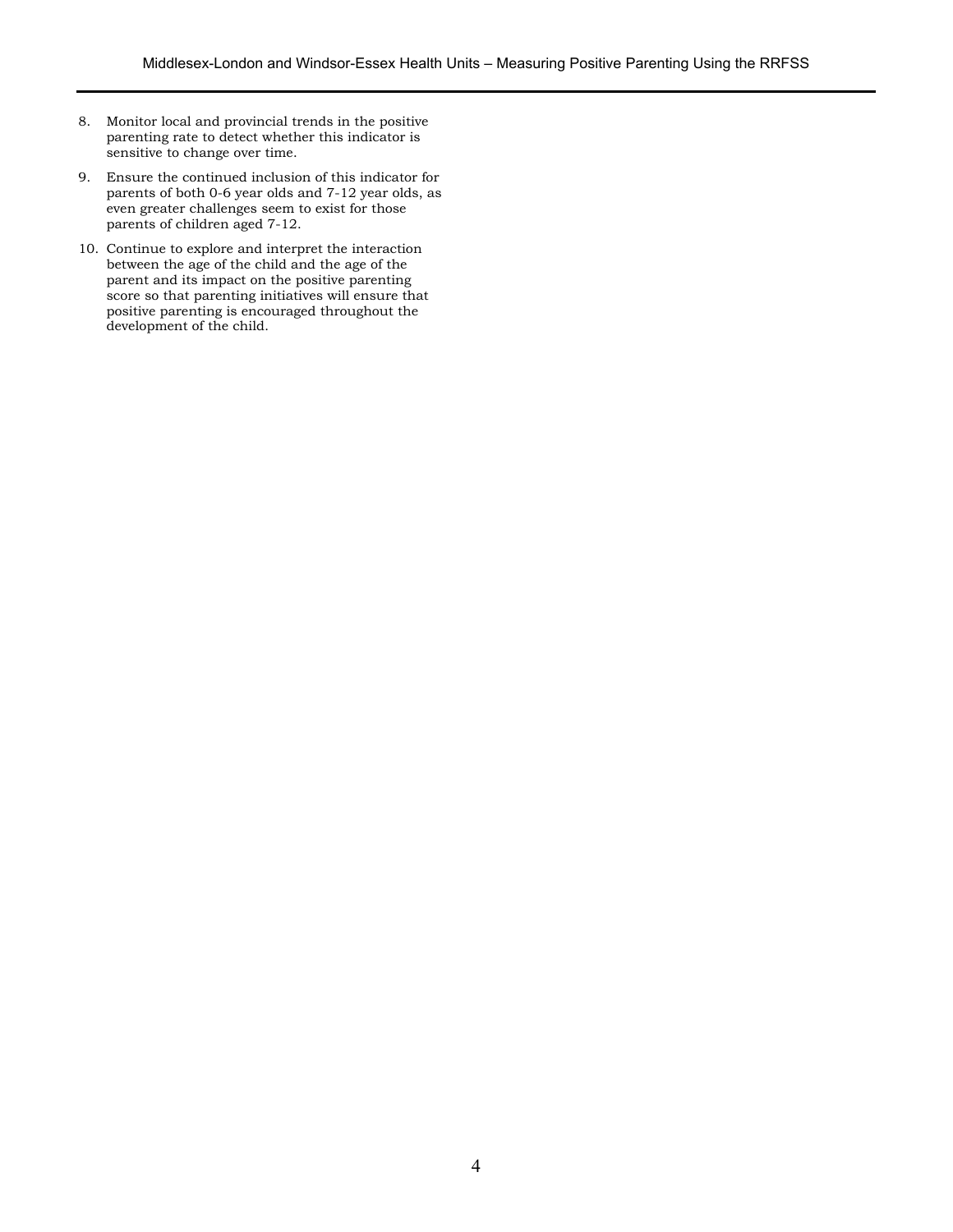8. Monitor local and provincial trends in the positive parenting rate to detect whether this indicator is sensitive to change over time.
9. Ensure the continued inclusion of this indicator for parents of both 0-6 year olds and 7-12 year olds, as even greater challenges seem to exist for those parents of children aged 7-12.
10. Continue to explore and interpret the interaction between the age of the child and the age of the parent and its impact on the positive parenting score so that parenting initiatives will ensure that positive parenting is encouraged throughout the development of the child.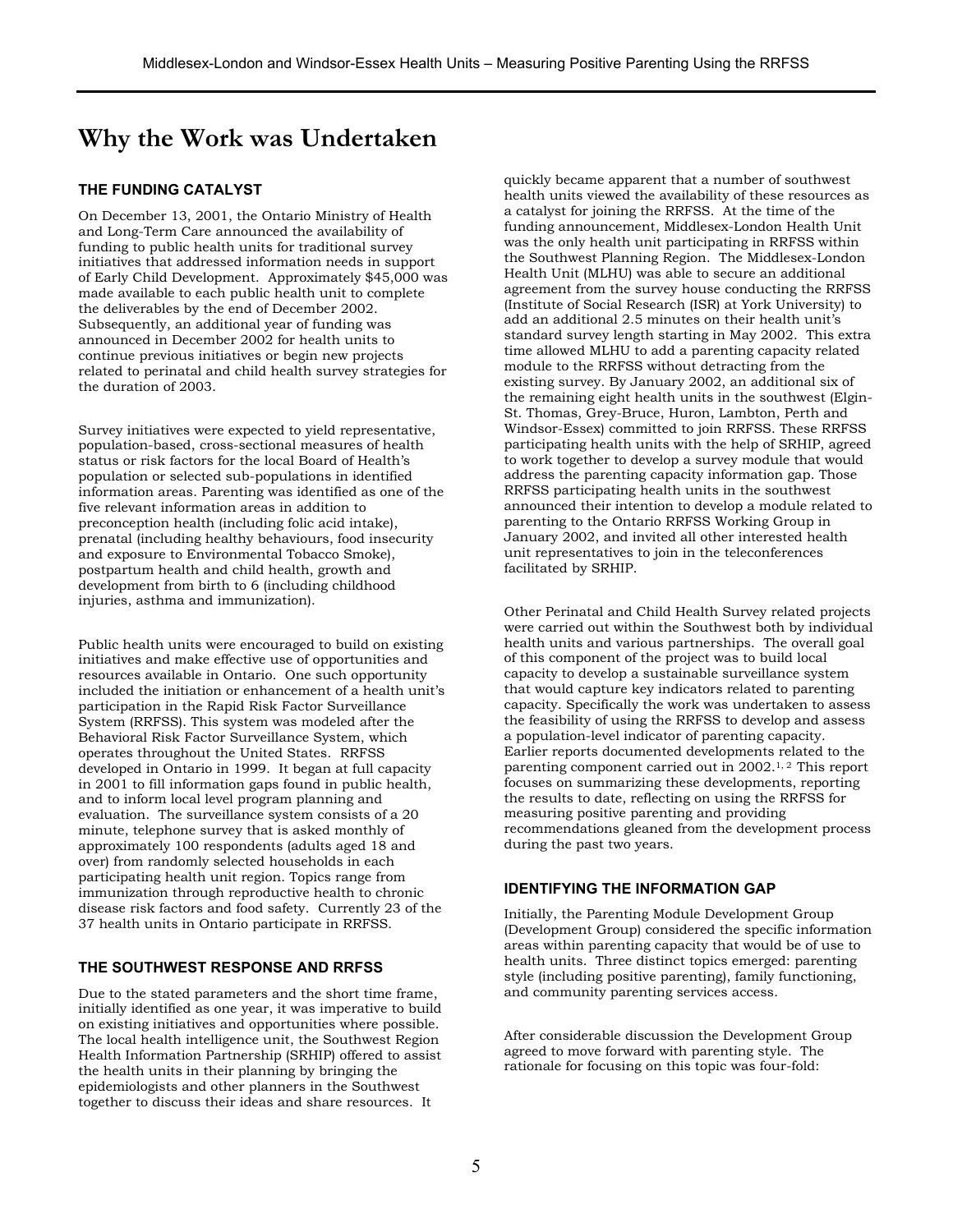# Why the Work was Undertaken

### THE FUNDING CATALYST

On December 13, 2001, the Ontario Ministry of Health and Long-Term Care announced the availability of funding to public health units for traditional survey initiatives that addressed information needs in support of Early Child Development. Approximately $45,000 was made available to each public health unit to complete the deliverables by the end of December 2002. Subsequently, an additional year of funding was announced in December 2002 for health units to continue previous initiatives or begin new projects related to perinatal and child health survey strategies for the duration of 2003.

Survey initiatives were expected to yield representative, population-based, cross-sectional measures of health status or risk factors for the local Board of Health's population or selected sub-populations in identified information areas. Parenting was identified as one of the five relevant information areas in addition to preconception health (including folic acid intake), prenatal (including healthy behaviours, food insecurity and exposure to Environmental Tobacco Smoke), postpartum health and child health, growth and development from birth to 6 (including childhood injuries, asthma and immunization).

Public health units were encouraged to build on existing initiatives and make effective use of opportunities and resources available in Ontario. One such opportunity included the initiation or enhancement of a health unit's participation in the Rapid Risk Factor Surveillance System (RRFSS). This system was modeled after the Behavioral Risk Factor Surveillance System, which operates throughout the United States. RRFSS developed in Ontario in 1999. It began at full capacity in 2001 to fill information gaps found in public health, and to inform local level program planning and evaluation. The surveillance system consists of a 20 minute, telephone survey that is asked monthly of approximately 100 respondents (adults aged 18 and over) from randomly selected households in each participating health unit region. Topics range from immunization through reproductive health to chronic disease risk factors and food safety. Currently 23 of the 37 health units in Ontario participate in RRFSS.

### THE SOUTHWEST RESPONSE AND RRFSS

Due to the stated parameters and the short time frame, initially identified as one year, it was imperative to build on existing initiatives and opportunities where possible. The local health intelligence unit, the Southwest Region Health Information Partnership (SRHIP) offered to assist the health units in their planning by bringing the epidemiologists and other planners in the Southwest together to discuss their ideas and share resources. It quickly became apparent that a number of southwest health units viewed the availability of these resources as a catalyst for joining the RRFSS. At the time of the funding announcement, Middlesex-London Health Unit was the only health unit participating in RRFSS within the Southwest Planning Region. The Middlesex-London Health Unit (MLHU) was able to secure an additional agreement from the survey house conducting the RRFSS (Institute of Social Research (ISR) at York University) to add an additional 2.5 minutes on their health unit's standard survey length starting in May 2002. This extra time allowed MLHU to add a parenting capacity related module to the RRFSS without detracting from the existing survey. By January 2002, an additional six of the remaining eight health units in the southwest (Elgin-St. Thomas, Grey-Bruce, Huron, Lambton, Perth and Windsor-Essex) committed to join RRFSS. These RRFSS participating health units with the help of SRHIP, agreed to work together to develop a survey module that would address the parenting capacity information gap. Those RRFSS participating health units in the southwest announced their intention to develop a module related to parenting to the Ontario RRFSS Working Group in January 2002, and invited all other interested health unit representatives to join in the teleconferences facilitated by SRHIP.

Other Perinatal and Child Health Survey related projects were carried out within the Southwest both by individual health units and various partnerships. The overall goal of this component of the project was to build local capacity to develop a sustainable surveillance system that would capture key indicators related to parenting capacity. Specifically the work was undertaken to assess the feasibility of using the RRFSS to develop and assess a population-level indicator of parenting capacity. Earlier reports documented developments related to the parenting component carried out in 2002.[1, 2] This report focuses on summarizing these developments, reporting the results to date, reflecting on using the RRFSS for measuring positive parenting and providing recommendations gleaned from the development process during the past two years.

### IDENTIFYING THE INFORMATION GAP

Initially, the Parenting Module Development Group (Development Group) considered the specific information areas within parenting capacity that would be of use to health units. Three distinct topics emerged: parenting style (including positive parenting), family functioning, and community parenting services access.

After considerable discussion the Development Group agreed to move forward with parenting style. The rationale for focusing on this topic was four-fold: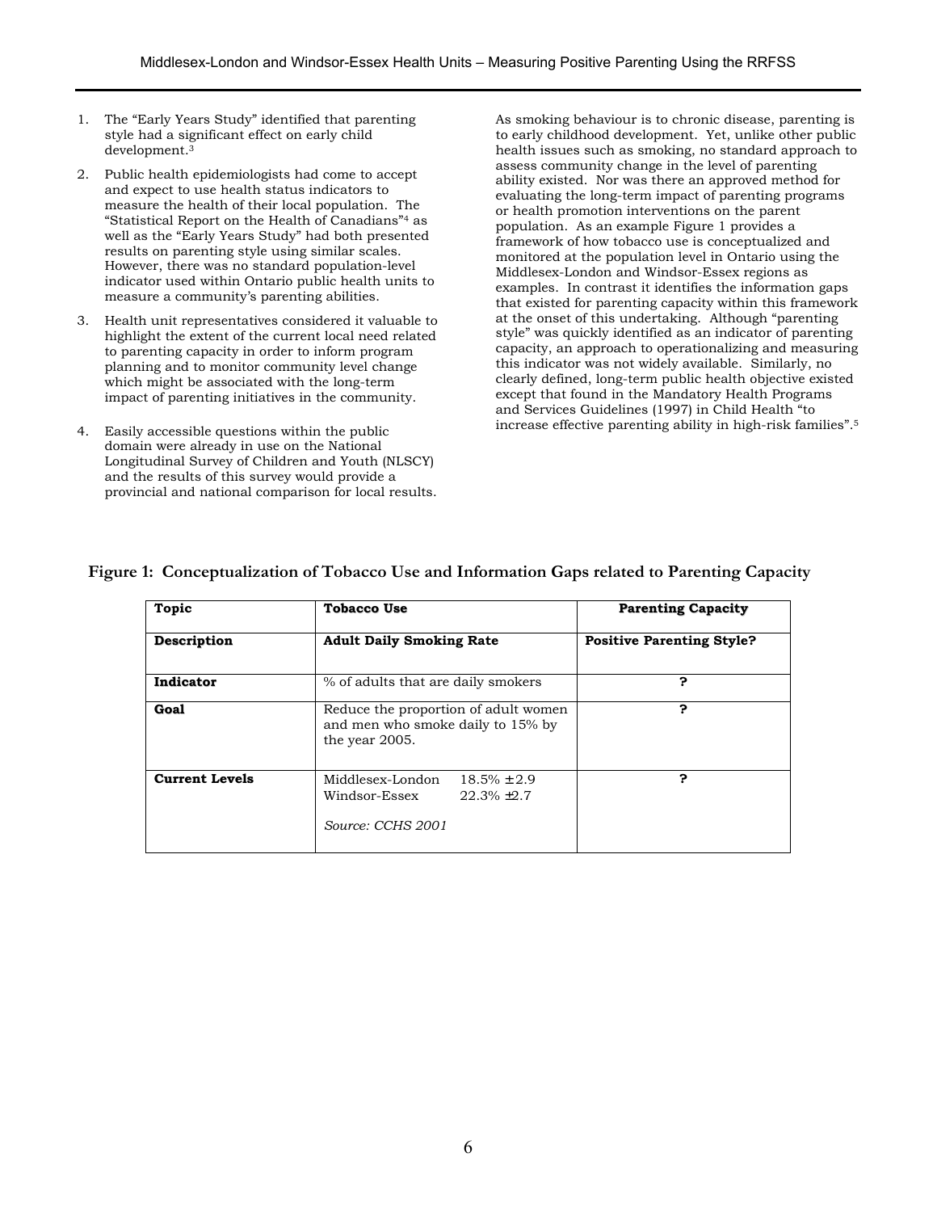1. The "Early Years Study" identified that parenting style had a significant effect on early child development.[3]

2. Public health epidemiologists had come to accept and expect to use health status indicators to measure the health of their local population. The "Statistical Report on the Health of Canadians"[4] as well as the "Early Years Study" had both presented results on parenting style using similar scales. However, there was no standard population-level indicator used within Ontario public health units to measure a community's parenting abilities.

3. Health unit representatives considered it valuable to highlight the extent of the current local need related to parenting capacity in order to inform program planning and to monitor community level change which might be associated with the long-term impact of parenting initiatives in the community.

4. Easily accessible questions within the public domain were already in use on the National Longitudinal Survey of Children and Youth (NLSCY) and the results of this survey would provide a provincial and national comparison for local results.

As smoking behaviour is to chronic disease, parenting is to early childhood development. Yet, unlike other public health issues such as smoking, no standard approach to assess community change in the level of parenting ability existed. Nor was there an approved method for evaluating the long-term impact of parenting programs or health promotion interventions on the parent population. As an example Figure 1 provides a framework of how tobacco use is conceptualized and monitored at the population level in Ontario using the Middlesex-London and Windsor-Essex regions as examples. In contrast it identifies the information gaps that existed for parenting capacity within this framework at the onset of this undertaking. Although "parenting style" was quickly identified as an indicator of parenting capacity, an approach to operationalizing and measuring this indicator was not widely available. Similarly, no clearly defined, long-term public health objective existed except that found in the Mandatory Health Programs and Services Guidelines (1997) in Child Health "to increase effective parenting ability in high-risk families".[5]

**Figure 1: Conceptualization of Tobacco Use and Information Gaps related to Parenting Capacity**

| **Topic** | **Tobacco Use** | **Parenting Capacity** |
|---|---|---|
| **Description** | **Adult Daily Smoking Rate** | **Positive Parenting Style?** |
| **Indicator** | % of adults that are daily smokers | ? |
| **Goal** | Reduce the proportion of adult women and men who smoke daily to 15% by the year 2005. | ? |
| **Current Levels** | Middlesex-London 18.5% ±2.9<br>Windsor-Essex 22.3% ±2.7<br>*Source: CCHS 2001* | ? |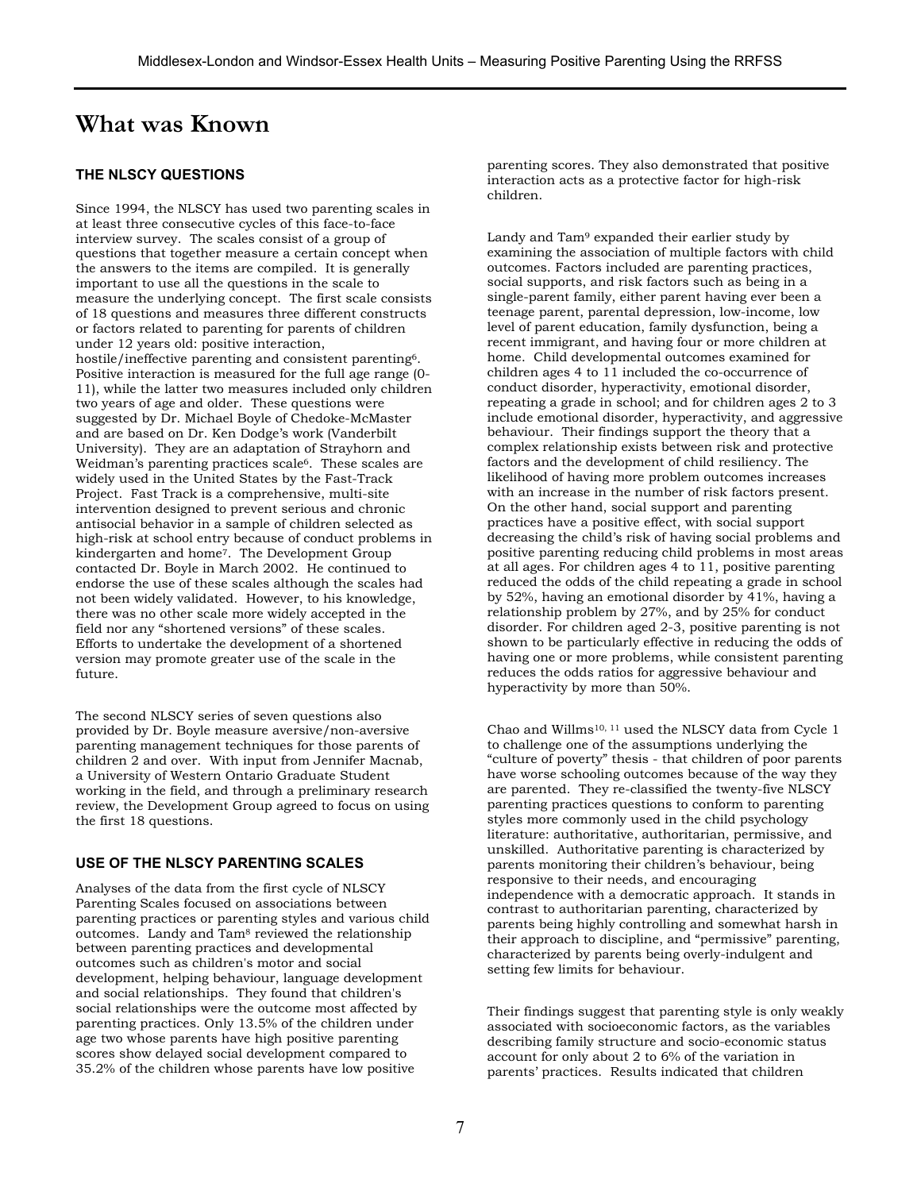# What was Known

### THE NLSCY QUESTIONS

Since 1994, the NLSCY has used two parenting scales in at least three consecutive cycles of this face-to-face interview survey. The scales consist of a group of questions that together measure a certain concept when the answers to the items are compiled. It is generally important to use all the questions in the scale to measure the underlying concept. The first scale consists of 18 questions and measures three different constructs or factors related to parenting for parents of children under 12 years old: positive interaction, hostile/ineffective parenting and consistent parenting[6]. Positive interaction is measured for the full age range (0-11), while the latter two measures included only children two years of age and older. These questions were suggested by Dr. Michael Boyle of Chedoke-McMaster and are based on Dr. Ken Dodge's work (Vanderbilt University). They are an adaptation of Strayhorn and Weidman's parenting practices scale[6]. These scales are widely used in the United States by the Fast-Track Project. Fast Track is a comprehensive, multi-site intervention designed to prevent serious and chronic antisocial behavior in a sample of children selected as high-risk at school entry because of conduct problems in kindergarten and home[7]. The Development Group contacted Dr. Boyle in March 2002. He continued to endorse the use of these scales although the scales had not been widely validated. However, to his knowledge, there was no other scale more widely accepted in the field nor any "shortened versions" of these scales. Efforts to undertake the development of a shortened version may promote greater use of the scale in the future.

The second NLSCY series of seven questions also provided by Dr. Boyle measure aversive/non-aversive parenting management techniques for those parents of children 2 and over. With input from Jennifer Macnab, a University of Western Ontario Graduate Student working in the field, and through a preliminary research review, the Development Group agreed to focus on using the first 18 questions.

### USE OF THE NLSCY PARENTING SCALES

Analyses of the data from the first cycle of NLSCY Parenting Scales focused on associations between parenting practices or parenting styles and various child outcomes. Landy and Tam[8] reviewed the relationship between parenting practices and developmental outcomes such as children's motor and social development, helping behaviour, language development and social relationships. They found that children's social relationships were the outcome most affected by parenting practices. Only 13.5% of the children under age two whose parents have high positive parenting scores show delayed social development compared to 35.2% of the children whose parents have low positive parenting scores. They also demonstrated that positive interaction acts as a protective factor for high-risk children.

Landy and Tam[9] expanded their earlier study by examining the association of multiple factors with child outcomes. Factors included are parenting practices, social supports, and risk factors such as being in a single-parent family, either parent having ever been a teenage parent, parental depression, low-income, low level of parent education, family dysfunction, being a recent immigrant, and having four or more children at home. Child developmental outcomes examined for children ages 4 to 11 included the co-occurrence of conduct disorder, hyperactivity, emotional disorder, repeating a grade in school; and for children ages 2 to 3 include emotional disorder, hyperactivity, and aggressive behaviour. Their findings support the theory that a complex relationship exists between risk and protective factors and the development of child resiliency. The likelihood of having more problem outcomes increases with an increase in the number of risk factors present. On the other hand, social support and parenting practices have a positive effect, with social support decreasing the child's risk of having social problems and positive parenting reducing child problems in most areas at all ages. For children ages 4 to 11, positive parenting reduced the odds of the child repeating a grade in school by 52%, having an emotional disorder by 41%, having a relationship problem by 27%, and by 25% for conduct disorder. For children aged 2-3, positive parenting is not shown to be particularly effective in reducing the odds of having one or more problems, while consistent parenting reduces the odds ratios for aggressive behaviour and hyperactivity by more than 50%.

Chao and Willms[10, 11] used the NLSCY data from Cycle 1 to challenge one of the assumptions underlying the "culture of poverty" thesis - that children of poor parents have worse schooling outcomes because of the way they are parented. They re-classified the twenty-five NLSCY parenting practices questions to conform to parenting styles more commonly used in the child psychology literature: authoritative, authoritarian, permissive, and unskilled. Authoritative parenting is characterized by parents monitoring their children's behaviour, being responsive to their needs, and encouraging independence with a democratic approach. It stands in contrast to authoritarian parenting, characterized by parents being highly controlling and somewhat harsh in their approach to discipline, and "permissive" parenting, characterized by parents being overly-indulgent and setting few limits for behaviour.

Their findings suggest that parenting style is only weakly associated with socioeconomic factors, as the variables describing family structure and socio-economic status account for only about 2 to 6% of the variation in parents' practices. Results indicated that children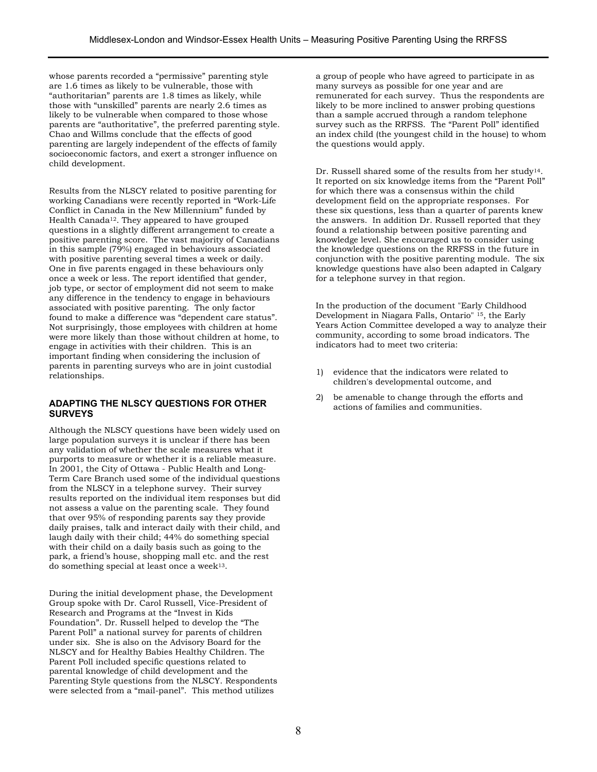whose parents recorded a "permissive" parenting style are 1.6 times as likely to be vulnerable, those with "authoritarian" parents are 1.8 times as likely, while those with "unskilled" parents are nearly 2.6 times as likely to be vulnerable when compared to those whose parents are "authoritative", the preferred parenting style. Chao and Willms conclude that the effects of good parenting are largely independent of the effects of family socioeconomic factors, and exert a stronger influence on child development.

Results from the NLSCY related to positive parenting for working Canadians were recently reported in "Work-Life Conflict in Canada in the New Millennium" funded by Health Canada[12]. They appeared to have grouped questions in a slightly different arrangement to create a positive parenting score. The vast majority of Canadians in this sample (79%) engaged in behaviours associated with positive parenting several times a week or daily. One in five parents engaged in these behaviours only once a week or less. The report identified that gender, job type, or sector of employment did not seem to make any difference in the tendency to engage in behaviours associated with positive parenting. The only factor found to make a difference was "dependent care status". Not surprisingly, those employees with children at home were more likely than those without children at home, to engage in activities with their children. This is an important finding when considering the inclusion of parents in parenting surveys who are in joint custodial relationships.

### ADAPTING THE NLSCY QUESTIONS FOR OTHER SURVEYS

Although the NLSCY questions have been widely used on large population surveys it is unclear if there has been any validation of whether the scale measures what it purports to measure or whether it is a reliable measure. In 2001, the City of Ottawa - Public Health and Long-Term Care Branch used some of the individual questions from the NLSCY in a telephone survey. Their survey results reported on the individual item responses but did not assess a value on the parenting scale. They found that over 95% of responding parents say they provide daily praises, talk and interact daily with their child, and laugh daily with their child; 44% do something special with their child on a daily basis such as going to the park, a friend's house, shopping mall etc. and the rest do something special at least once a week[13].

During the initial development phase, the Development Group spoke with Dr. Carol Russell, Vice-President of Research and Programs at the "Invest in Kids Foundation". Dr. Russell helped to develop the "The Parent Poll" a national survey for parents of children under six. She is also on the Advisory Board for the NLSCY and for Healthy Babies Healthy Children. The Parent Poll included specific questions related to parental knowledge of child development and the Parenting Style questions from the NLSCY. Respondents were selected from a "mail-panel". This method utilizes a group of people who have agreed to participate in as many surveys as possible for one year and are remunerated for each survey. Thus the respondents are likely to be more inclined to answer probing questions than a sample accrued through a random telephone survey such as the RRFSS. The "Parent Poll" identified an index child (the youngest child in the house) to whom the questions would apply.

Dr. Russell shared some of the results from her study[14]. It reported on six knowledge items from the "Parent Poll" for which there was a consensus within the child development field on the appropriate responses. For these six questions, less than a quarter of parents knew the answers. In addition Dr. Russell reported that they found a relationship between positive parenting and knowledge level. She encouraged us to consider using the knowledge questions on the RRFSS in the future in conjunction with the positive parenting module. The six knowledge questions have also been adapted in Calgary for a telephone survey in that region.

In the production of the document "Early Childhood Development in Niagara Falls, Ontario" [15], the Early Years Action Committee developed a way to analyze their community, according to some broad indicators. The indicators had to meet two criteria:

1) evidence that the indicators were related to children's developmental outcome, and
2) be amenable to change through the efforts and actions of families and communities.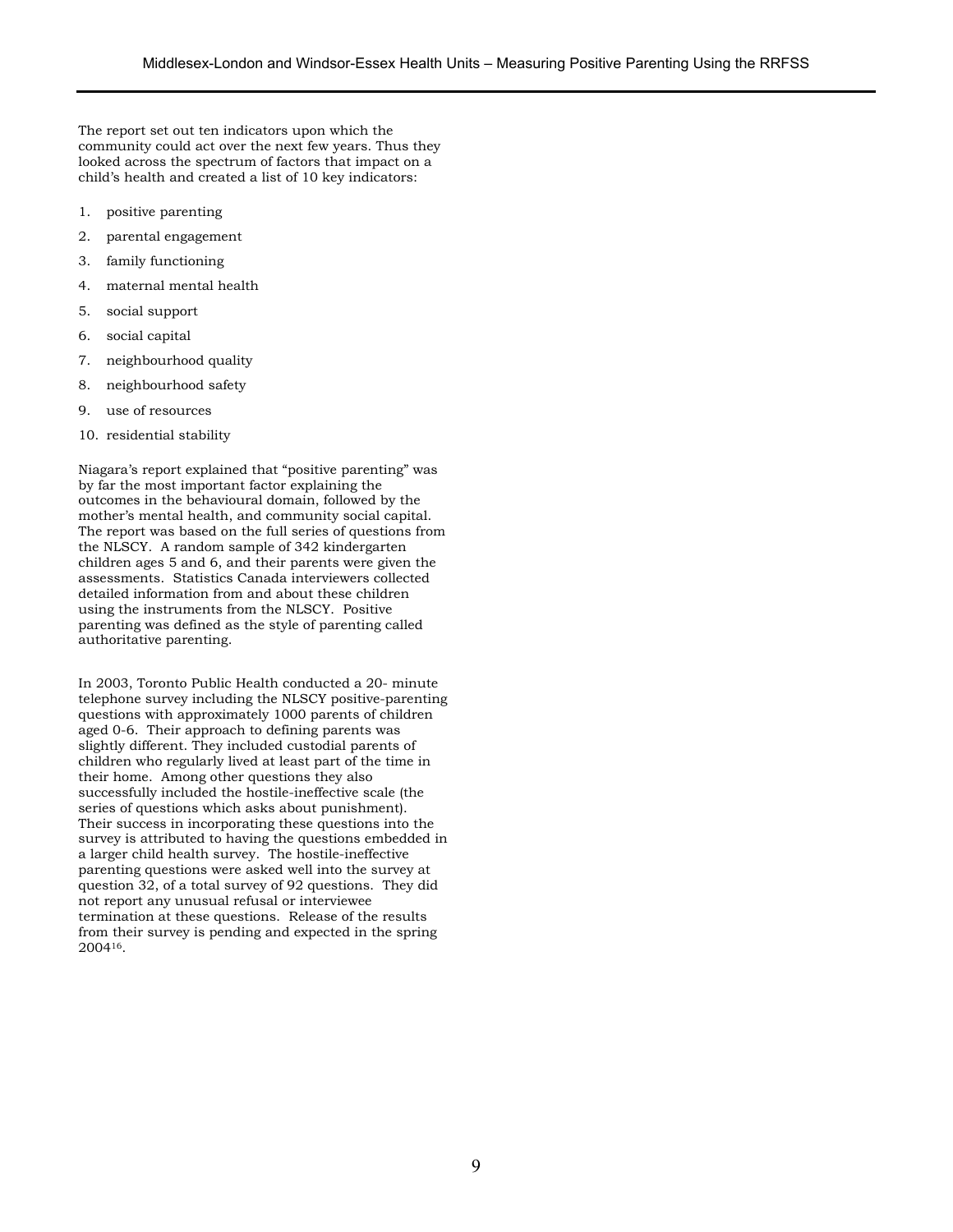The report set out ten indicators upon which the community could act over the next few years. Thus they looked across the spectrum of factors that impact on a child's health and created a list of 10 key indicators:

1. positive parenting
2. parental engagement
3. family functioning
4. maternal mental health
5. social support
6. social capital
7. neighbourhood quality
8. neighbourhood safety
9. use of resources
10. residential stability

Niagara's report explained that "positive parenting" was by far the most important factor explaining the outcomes in the behavioural domain, followed by the mother's mental health, and community social capital. The report was based on the full series of questions from the NLSCY. A random sample of 342 kindergarten children ages 5 and 6, and their parents were given the assessments. Statistics Canada interviewers collected detailed information from and about these children using the instruments from the NLSCY. Positive parenting was defined as the style of parenting called authoritative parenting.

In 2003, Toronto Public Health conducted a 20- minute telephone survey including the NLSCY positive-parenting questions with approximately 1000 parents of children aged 0-6. Their approach to defining parents was slightly different. They included custodial parents of children who regularly lived at least part of the time in their home. Among other questions they also successfully included the hostile-ineffective scale (the series of questions which asks about punishment). Their success in incorporating these questions into the survey is attributed to having the questions embedded in a larger child health survey. The hostile-ineffective parenting questions were asked well into the survey at question 32, of a total survey of 92 questions. They did not report any unusual refusal or interviewee termination at these questions. Release of the results from their survey is pending and expected in the spring 2004[16].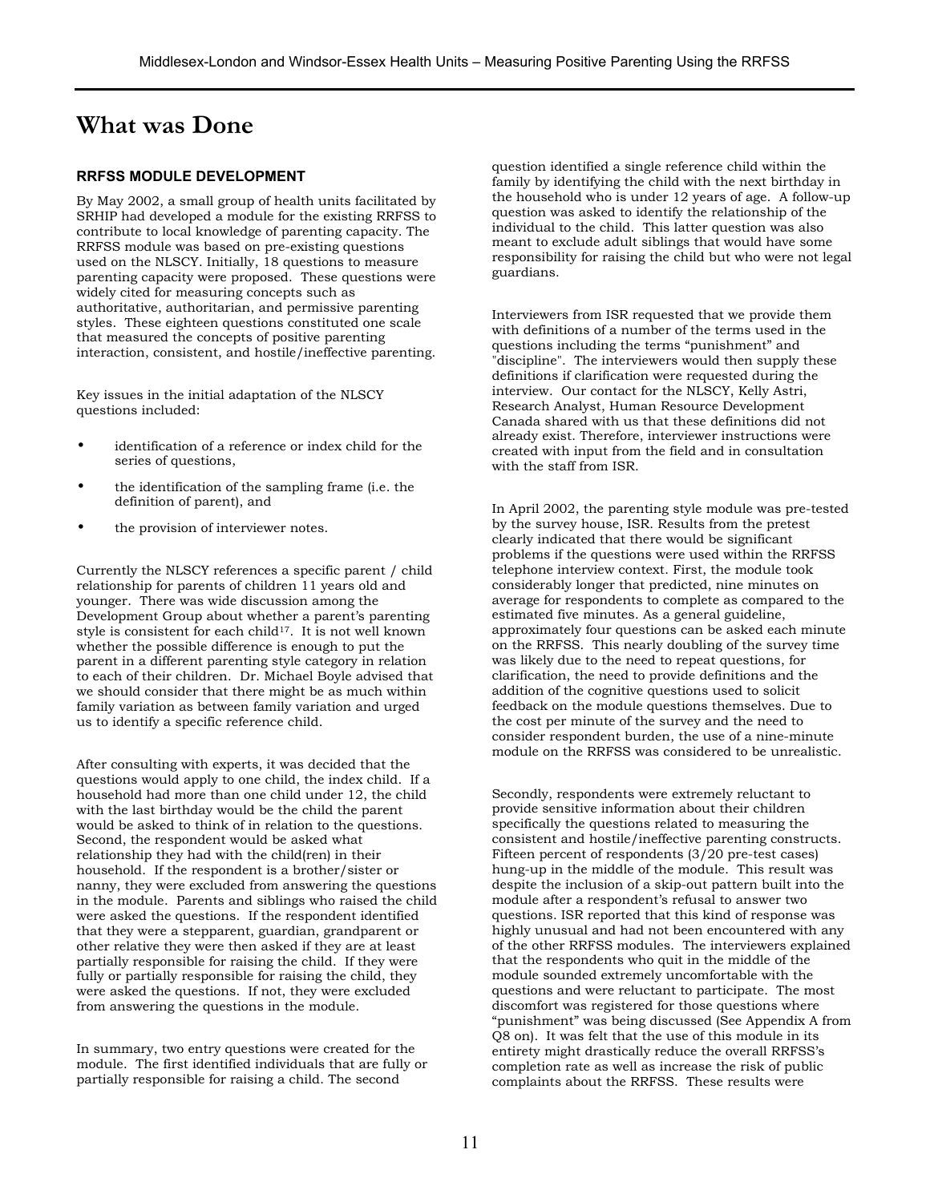# What was Done

### RRFSS MODULE DEVELOPMENT

By May 2002, a small group of health units facilitated by SRHIP had developed a module for the existing RRFSS to contribute to local knowledge of parenting capacity. The RRFSS module was based on pre-existing questions used on the NLSCY. Initially, 18 questions to measure parenting capacity were proposed. These questions were widely cited for measuring concepts such as authoritative, authoritarian, and permissive parenting styles. These eighteen questions constituted one scale that measured the concepts of positive parenting interaction, consistent, and hostile/ineffective parenting.

Key issues in the initial adaptation of the NLSCY questions included:

- identification of a reference or index child for the series of questions,
- the identification of the sampling frame (i.e. the definition of parent), and
- the provision of interviewer notes.

Currently the NLSCY references a specific parent / child relationship for parents of children 11 years old and younger. There was wide discussion among the Development Group about whether a parent's parenting style is consistent for each child[17]. It is not well known whether the possible difference is enough to put the parent in a different parenting style category in relation to each of their children. Dr. Michael Boyle advised that we should consider that there might be as much within family variation as between family variation and urged us to identify a specific reference child.

After consulting with experts, it was decided that the questions would apply to one child, the index child. If a household had more than one child under 12, the child with the last birthday would be the child the parent would be asked to think of in relation to the questions. Second, the respondent would be asked what relationship they had with the child(ren) in their household. If the respondent is a brother/sister or nanny, they were excluded from answering the questions in the module. Parents and siblings who raised the child were asked the questions. If the respondent identified that they were a stepparent, guardian, grandparent or other relative they were then asked if they are at least partially responsible for raising the child. If they were fully or partially responsible for raising the child, they were asked the questions. If not, they were excluded from answering the questions in the module.

In summary, two entry questions were created for the module. The first identified individuals that are fully or partially responsible for raising a child. The second question identified a single reference child within the family by identifying the child with the next birthday in the household who is under 12 years of age. A follow-up question was asked to identify the relationship of the individual to the child. This latter question was also meant to exclude adult siblings that would have some responsibility for raising the child but who were not legal guardians.

Interviewers from ISR requested that we provide them with definitions of a number of the terms used in the questions including the terms "punishment" and "discipline". The interviewers would then supply these definitions if clarification were requested during the interview. Our contact for the NLSCY, Kelly Astri, Research Analyst, Human Resource Development Canada shared with us that these definitions did not already exist. Therefore, interviewer instructions were created with input from the field and in consultation with the staff from ISR.

In April 2002, the parenting style module was pre-tested by the survey house, ISR. Results from the pretest clearly indicated that there would be significant problems if the questions were used within the RRFSS telephone interview context. First, the module took considerably longer that predicted, nine minutes on average for respondents to complete as compared to the estimated five minutes. As a general guideline, approximately four questions can be asked each minute on the RRFSS. This nearly doubling of the survey time was likely due to the need to repeat questions, for clarification, the need to provide definitions and the addition of the cognitive questions used to solicit feedback on the module questions themselves. Due to the cost per minute of the survey and the need to consider respondent burden, the use of a nine-minute module on the RRFSS was considered to be unrealistic.

Secondly, respondents were extremely reluctant to provide sensitive information about their children specifically the questions related to measuring the consistent and hostile/ineffective parenting constructs. Fifteen percent of respondents (3/20 pre-test cases) hung-up in the middle of the module. This result was despite the inclusion of a skip-out pattern built into the module after a respondent's refusal to answer two questions. ISR reported that this kind of response was highly unusual and had not been encountered with any of the other RRFSS modules. The interviewers explained that the respondents who quit in the middle of the module sounded extremely uncomfortable with the questions and were reluctant to participate. The most discomfort was registered for those questions where "punishment" was being discussed (See Appendix A from Q8 on). It was felt that the use of this module in its entirety might drastically reduce the overall RRFSS's completion rate as well as increase the risk of public complaints about the RRFSS. These results were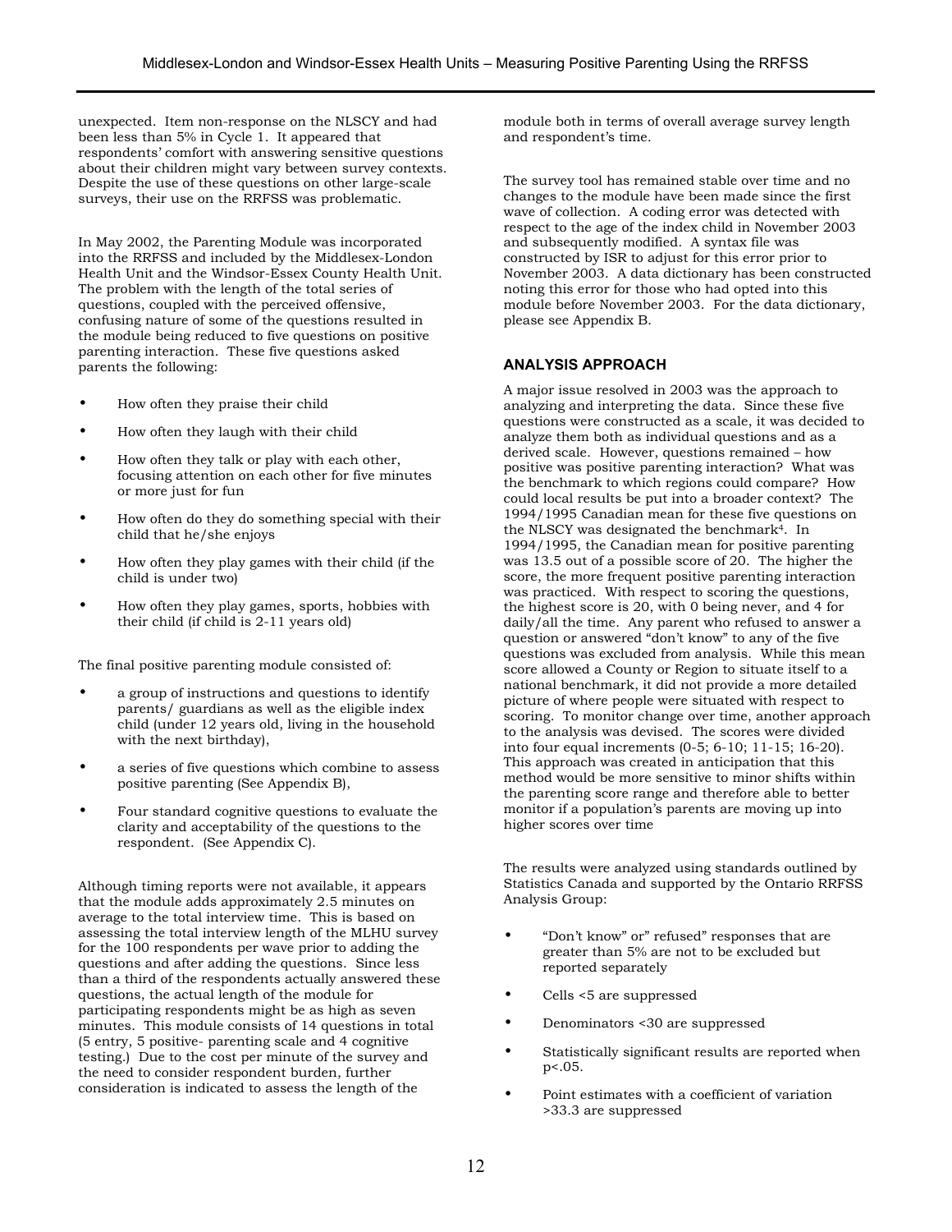unexpected. Item non-response on the NLSCY and had been less than 5% in Cycle 1. It appeared that respondents' comfort with answering sensitive questions about their children might vary between survey contexts. Despite the use of these questions on other large-scale surveys, their use on the RRFSS was problematic.

In May 2002, the Parenting Module was incorporated into the RRFSS and included by the Middlesex-London Health Unit and the Windsor-Essex County Health Unit. The problem with the length of the total series of questions, coupled with the perceived offensive, confusing nature of some of the questions resulted in the module being reduced to five questions on positive parenting interaction. These five questions asked parents the following:

- How often they praise their child
- How often they laugh with their child
- How often they talk or play with each other, focusing attention on each other for five minutes or more just for fun
- How often do they do something special with their child that he/she enjoys
- How often they play games with their child (if the child is under two)
- How often they play games, sports, hobbies with their child (if child is 2-11 years old)

The final positive parenting module consisted of:

- a group of instructions and questions to identify parents/ guardians as well as the eligible index child (under 12 years old, living in the household with the next birthday),
- a series of five questions which combine to assess positive parenting (See Appendix B),
- Four standard cognitive questions to evaluate the clarity and acceptability of the questions to the respondent. (See Appendix C).

Although timing reports were not available, it appears that the module adds approximately 2.5 minutes on average to the total interview time. This is based on assessing the total interview length of the MLHU survey for the 100 respondents per wave prior to adding the questions and after adding the questions. Since less than a third of the respondents actually answered these questions, the actual length of the module for participating respondents might be as high as seven minutes. This module consists of 14 questions in total (5 entry, 5 positive- parenting scale and 4 cognitive testing.) Due to the cost per minute of the survey and the need to consider respondent burden, further consideration is indicated to assess the length of the module both in terms of overall average survey length and respondent's time.

The survey tool has remained stable over time and no changes to the module have been made since the first wave of collection. A coding error was detected with respect to the age of the index child in November 2003 and subsequently modified. A syntax file was constructed by ISR to adjust for this error prior to November 2003. A data dictionary has been constructed noting this error for those who had opted into this module before November 2003. For the data dictionary, please see Appendix B.

## ANALYSIS APPROACH

A major issue resolved in 2003 was the approach to analyzing and interpreting the data. Since these five questions were constructed as a scale, it was decided to analyze them both as individual questions and as a derived scale. However, questions remained – how positive was positive parenting interaction? What was the benchmark to which regions could compare? How could local results be put into a broader context? The 1994/1995 Canadian mean for these five questions on the NLSCY was designated the benchmark[4]. In 1994/1995, the Canadian mean for positive parenting was 13.5 out of a possible score of 20. The higher the score, the more frequent positive parenting interaction was practiced. With respect to scoring the questions, the highest score is 20, with 0 being never, and 4 for daily/all the time. Any parent who refused to answer a question or answered "don't know" to any of the five questions was excluded from analysis. While this mean score allowed a County or Region to situate itself to a national benchmark, it did not provide a more detailed picture of where people were situated with respect to scoring. To monitor change over time, another approach to the analysis was devised. The scores were divided into four equal increments (0-5; 6-10; 11-15; 16-20). This approach was created in anticipation that this method would be more sensitive to minor shifts within the parenting score range and therefore able to better monitor if a population's parents are moving up into higher scores over time

The results were analyzed using standards outlined by Statistics Canada and supported by the Ontario RRFSS Analysis Group:

- "Don't know" or" refused" responses that are greater than 5% are not to be excluded but reported separately
- Cells <5 are suppressed
- Denominators <30 are suppressed
- Statistically significant results are reported when p<.05.
- Point estimates with a coefficient of variation >33.3 are suppressed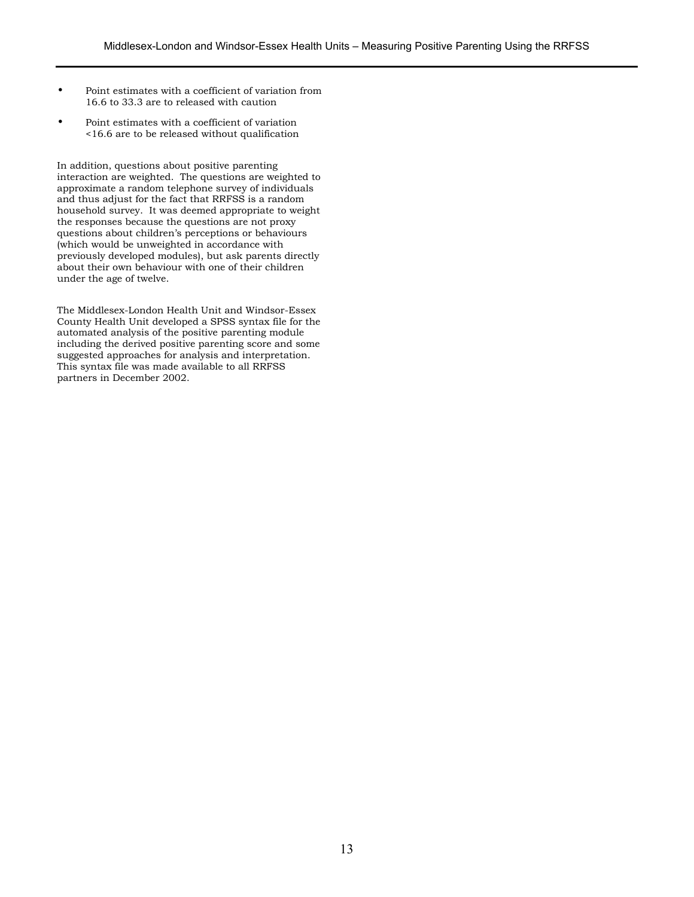- Point estimates with a coefficient of variation from 16.6 to 33.3 are to released with caution
- Point estimates with a coefficient of variation <16.6 are to be released without qualification

In addition, questions about positive parenting interaction are weighted. The questions are weighted to approximate a random telephone survey of individuals and thus adjust for the fact that RRFSS is a random household survey. It was deemed appropriate to weight the responses because the questions are not proxy questions about children's perceptions or behaviours (which would be unweighted in accordance with previously developed modules), but ask parents directly about their own behaviour with one of their children under the age of twelve.

The Middlesex-London Health Unit and Windsor-Essex County Health Unit developed a SPSS syntax file for the automated analysis of the positive parenting module including the derived positive parenting score and some suggested approaches for analysis and interpretation. This syntax file was made available to all RRFSS partners in December 2002.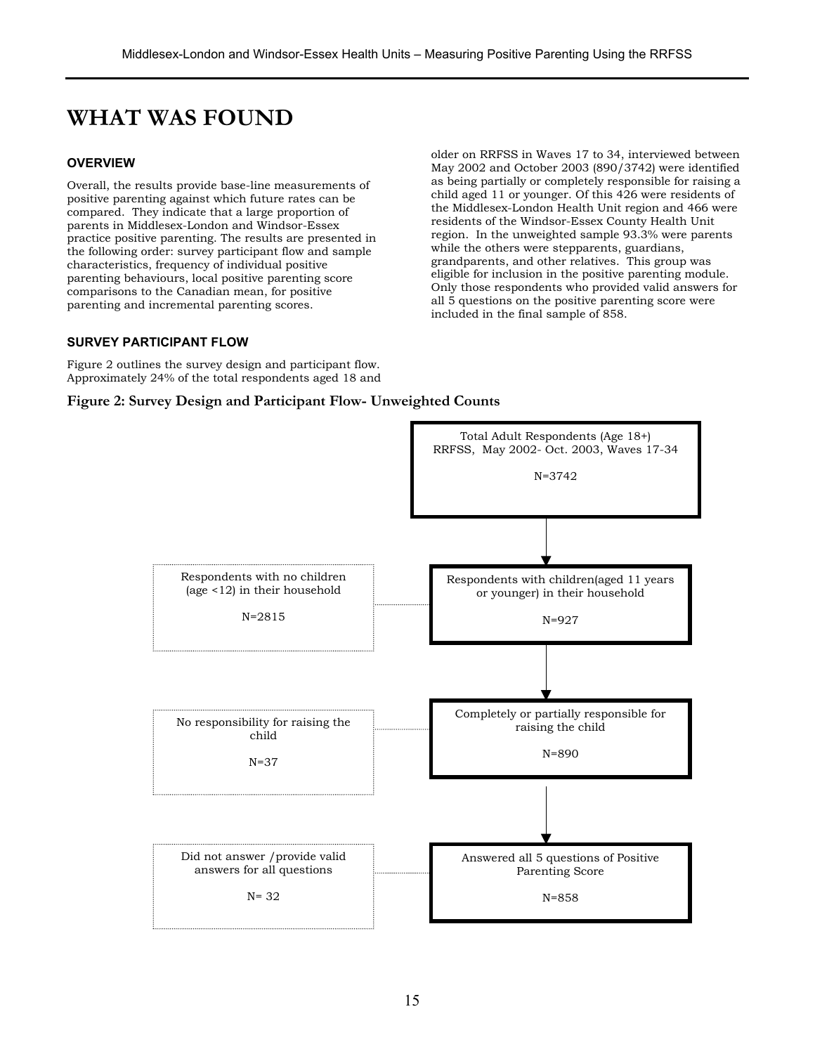# WHAT WAS FOUND

### OVERVIEW

Overall, the results provide base-line measurements of positive parenting against which future rates can be compared. They indicate that a large proportion of parents in Middlesex-London and Windsor-Essex practice positive parenting. The results are presented in the following order: survey participant flow and sample characteristics, frequency of individual positive parenting behaviours, local positive parenting score comparisons to the Canadian mean, for positive parenting and incremental parenting scores.

### SURVEY PARTICIPANT FLOW

Figure 2 outlines the survey design and participant flow. Approximately 24% of the total respondents aged 18 and older on RRFSS in Waves 17 to 34, interviewed between May 2002 and October 2003 (890/3742) were identified as being partially or completely responsible for raising a child aged 11 or younger. Of this 426 were residents of the Middlesex-London Health Unit region and 466 were residents of the Windsor-Essex County Health Unit region. In the unweighted sample 93.3% were parents while the others were stepparents, guardians, grandparents, and other relatives. This group was eligible for inclusion in the positive parenting module. Only those respondents who provided valid answers for all 5 questions on the positive parenting score were included in the final sample of 858.

**Figure 2: Survey Design and Participant Flow- Unweighted Counts**

Total Adult Respondents (Age 18+) RRFSS, May 2002- Oct. 2003, Waves 17-34 N=3742

↓

Respondents with children(aged 11 years or younger) in their household N=927 — (excluded: Respondents with no children (age <12) in their household N=2815)

↓

Completely or partially responsible for raising the child N=890 — (excluded: No responsibility for raising the child N=37)

↓

Answered all 5 questions of Positive Parenting Score N=858 — (excluded: Did not answer /provide valid answers for all questions N= 32)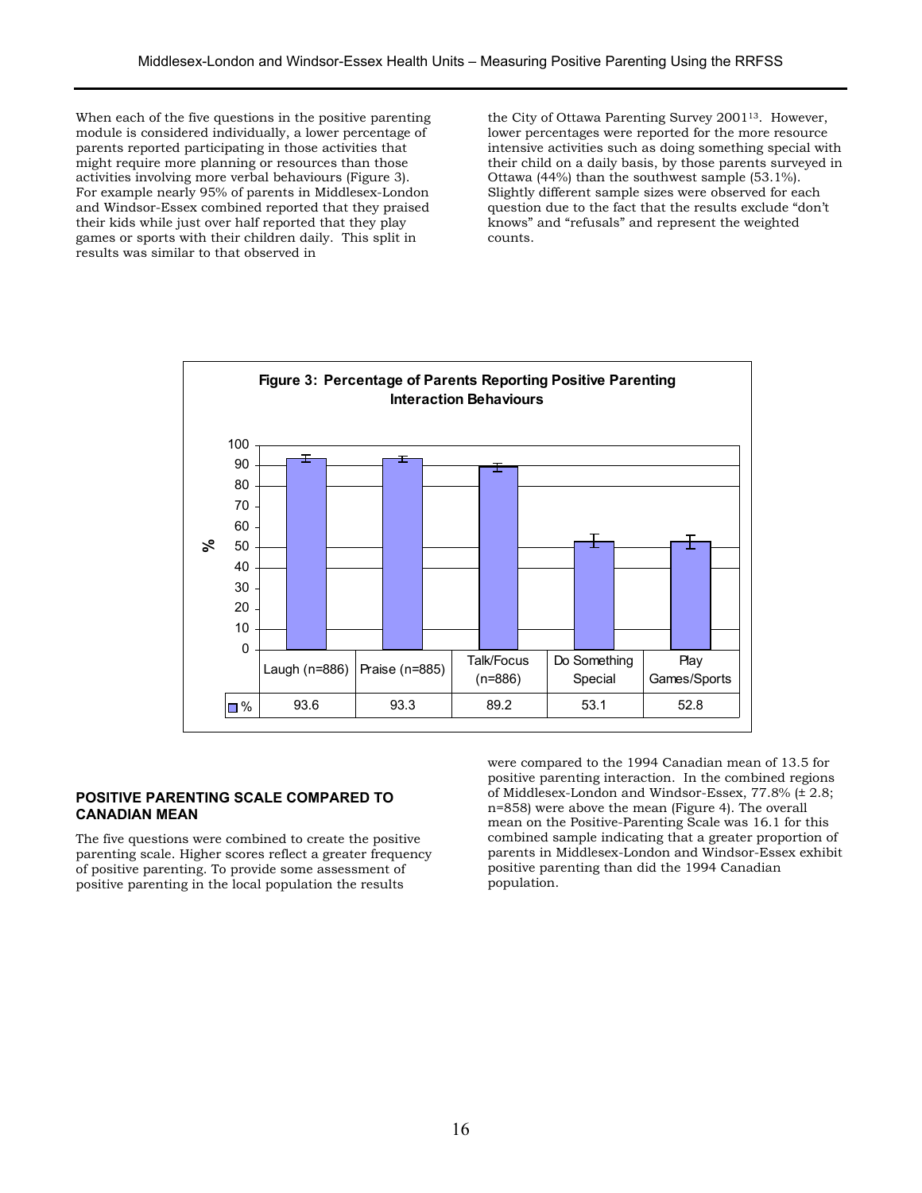When each of the five questions in the positive parenting module is considered individually, a lower percentage of parents reported participating in those activities that might require more planning or resources than those activities involving more verbal behaviours (Figure 3). For example nearly 95% of parents in Middlesex-London and Windsor-Essex combined reported that they praised their kids while just over half reported that they play games or sports with their children daily. This split in results was similar to that observed in the City of Ottawa Parenting Survey 2001[13]. However, lower percentages were reported for the more resource intensive activities such as doing something special with their child on a daily basis, by those parents surveyed in Ottawa (44%) than the southwest sample (53.1%). Slightly different sample sizes were observed for each question due to the fact that the results exclude "don't knows" and "refusals" and represent the weighted counts.

**Figure 3: Percentage of Parents Reporting Positive Parenting Interaction Behaviours**

| | Laugh (n=886) | Praise (n=885) | Talk/Focus (n=886) | Do Something Special | Play Games/Sports |
|---|---|---|---|---|---|
| % | 93.6 | 93.3 | 89.2 | 53.1 | 52.8 |

## POSITIVE PARENTING SCALE COMPARED TO CANADIAN MEAN

The five questions were combined to create the positive parenting scale. Higher scores reflect a greater frequency of positive parenting. To provide some assessment of positive parenting in the local population the results were compared to the 1994 Canadian mean of 13.5 for positive parenting interaction. In the combined regions of Middlesex-London and Windsor-Essex, 77.8% (± 2.8; n=858) were above the mean (Figure 4). The overall mean on the Positive-Parenting Scale was 16.1 for this combined sample indicating that a greater proportion of parents in Middlesex-London and Windsor-Essex exhibit positive parenting than did the 1994 Canadian population.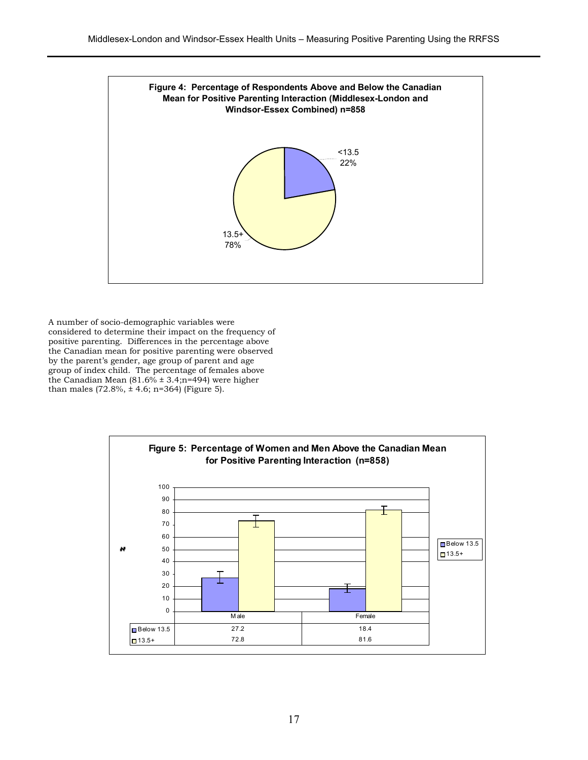**Figure 4: Percentage of Respondents Above and Below the Canadian Mean for Positive Parenting Interaction (Middlesex-London and Windsor-Essex Combined) n=858**

| Category | Percentage |
|---|---|
| <13.5 | 22% |
| 13.5+ | 78% |

A number of socio-demographic variables were considered to determine their impact on the frequency of positive parenting. Differences in the percentage above the Canadian mean for positive parenting were observed by the parent's gender, age group of parent and age group of index child. The percentage of females above the Canadian Mean (81.6% ± 3.4;n=494) were higher than males (72.8%, ± 4.6; n=364) (Figure 5).

**Figure 5: Percentage of Women and Men Above the Canadian Mean for Positive Parenting Interaction (n=858)**

| | Male | Female |
|---|---|---|
| Below 13.5 | 27.2 | 18.4 |
| 13.5+ | 72.8 | 81.6 |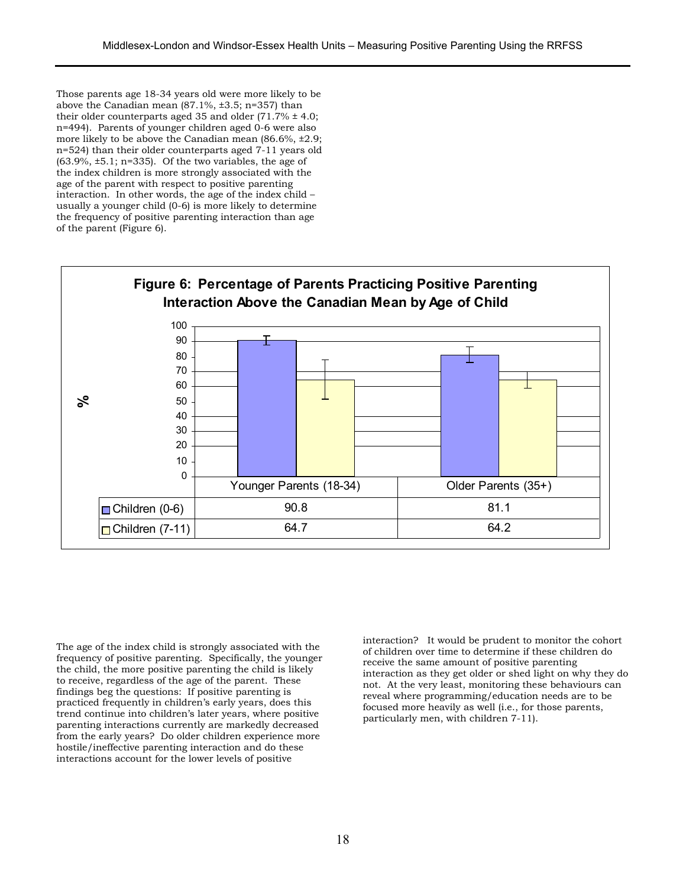Those parents age 18-34 years old were more likely to be above the Canadian mean (87.1%, ±3.5; n=357) than their older counterparts aged 35 and older (71.7% ± 4.0; n=494). Parents of younger children aged 0-6 were also more likely to be above the Canadian mean (86.6%, ±2.9; n=524) than their older counterparts aged 7-11 years old (63.9%, ±5.1; n=335). Of the two variables, the age of the index children is more strongly associated with the age of the parent with respect to positive parenting interaction. In other words, the age of the index child – usually a younger child (0-6) is more likely to determine the frequency of positive parenting interaction than age of the parent (Figure 6).

**Figure 6: Percentage of Parents Practicing Positive Parenting Interaction Above the Canadian Mean by Age of Child**

| | Younger Parents (18-34) | Older Parents (35+) |
|---|---|---|
| Children (0-6) | 90.8 | 81.1 |
| Children (7-11) | 64.7 | 64.2 |

The age of the index child is strongly associated with the frequency of positive parenting. Specifically, the younger the child, the more positive parenting the child is likely to receive, regardless of the age of the parent. These findings beg the questions: If positive parenting is practiced frequently in children's early years, does this trend continue into children's later years, where positive parenting interactions currently are markedly decreased from the early years? Do older children experience more hostile/ineffective parenting interaction and do these interactions account for the lower levels of positive interaction? It would be prudent to monitor the cohort of children over time to determine if these children do receive the same amount of positive parenting interaction as they get older or shed light on why they do not. At the very least, monitoring these behaviours can reveal where programming/education needs are to be focused more heavily as well (i.e., for those parents, particularly men, with children 7-11).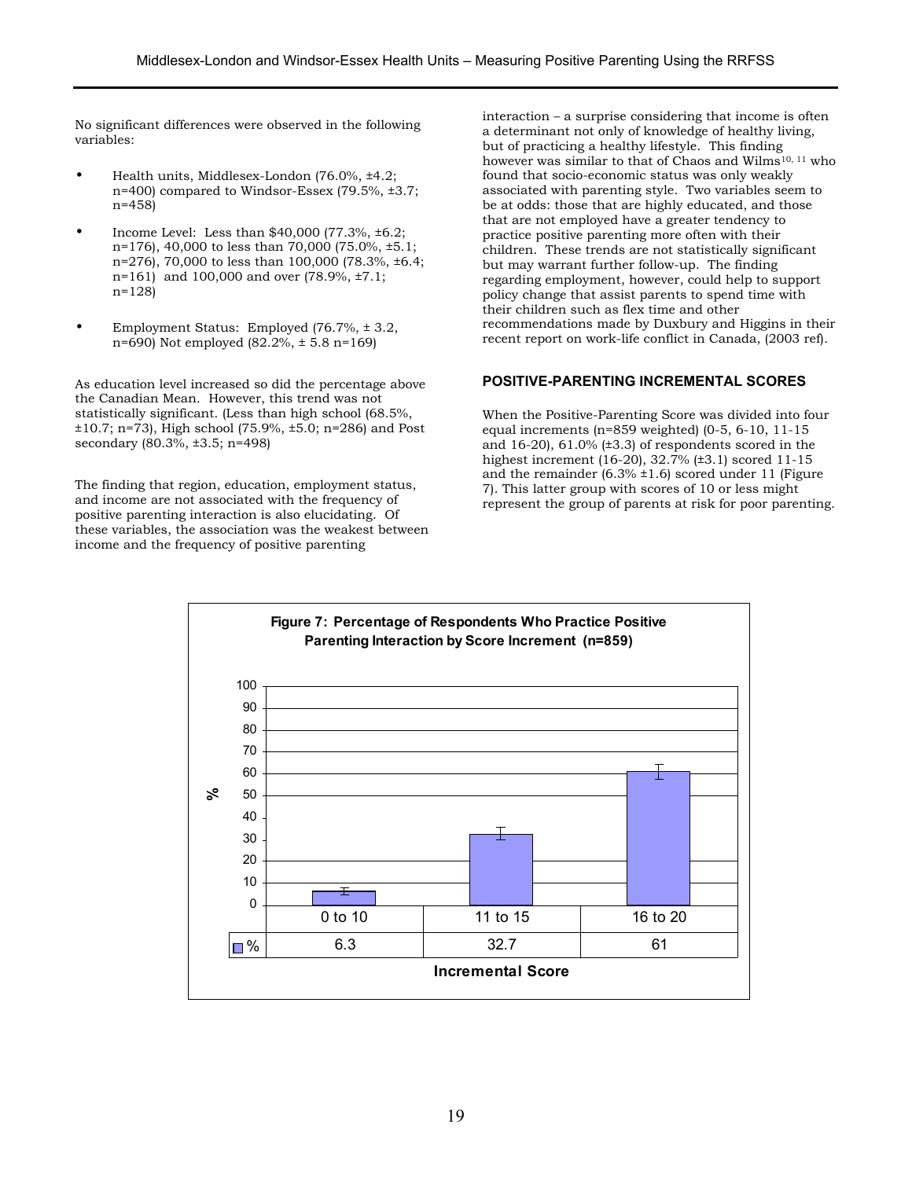No significant differences were observed in the following variables:

- Health units, Middlesex-London (76.0%, ±4.2; n=400) compared to Windsor-Essex (79.5%, ±3.7; n=458)
- Income Level: Less than $40,000 (77.3%, ±6.2; n=176), 40,000 to less than 70,000 (75.0%, ±5.1; n=276), 70,000 to less than 100,000 (78.3%, ±6.4; n=161) and 100,000 and over (78.9%, ±7.1; n=128)
- Employment Status: Employed (76.7%, ± 3.2, n=690) Not employed (82.2%, ± 5.8 n=169)

As education level increased so did the percentage above the Canadian Mean. However, this trend was not statistically significant. (Less than high school (68.5%, ±10.7; n=73), High school (75.9%, ±5.0; n=286) and Post secondary (80.3%, ±3.5; n=498)

The finding that region, education, employment status, and income are not associated with the frequency of positive parenting interaction is also elucidating. Of these variables, the association was the weakest between income and the frequency of positive parenting interaction – a surprise considering that income is often a determinant not only of knowledge of healthy living, but of practicing a healthy lifestyle. This finding however was similar to that of Chaos and Wilms[10, 11] who found that socio-economic status was only weakly associated with parenting style. Two variables seem to be at odds: those that are highly educated, and those that are not employed have a greater tendency to practice positive parenting more often with their children. These trends are not statistically significant but may warrant further follow-up. The finding regarding employment, however, could help to support policy change that assist parents to spend time with their children such as flex time and other recommendations made by Duxbury and Higgins in their recent report on work-life conflict in Canada, (2003 ref).

## POSITIVE-PARENTING INCREMENTAL SCORES

When the Positive-Parenting Score was divided into four equal increments (n=859 weighted) (0-5, 6-10, 11-15 and 16-20), 61.0% (±3.3) of respondents scored in the highest increment (16-20), 32.7% (±3.1) scored 11-15 and the remainder (6.3% ±1.6) scored under 11 (Figure 7). This latter group with scores of 10 or less might represent the group of parents at risk for poor parenting.

**Figure 7: Percentage of Respondents Who Practice Positive Parenting Interaction by Score Increment (n=859)**

| Incremental Score | 0 to 10 | 11 to 15 | 16 to 20 |
|---|---|---|---|
| % | 6.3 | 32.7 | 61 |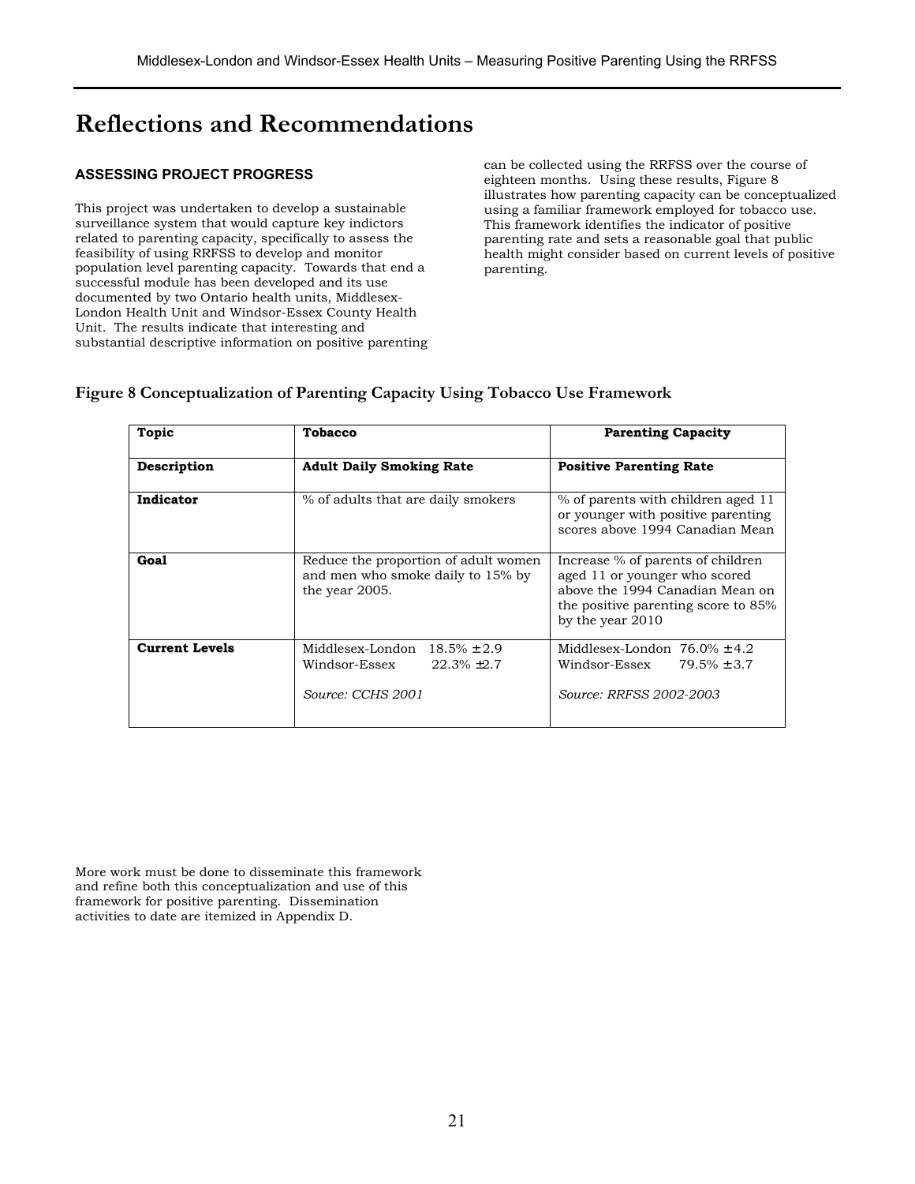# Reflections and Recommendations

### ASSESSING PROJECT PROGRESS

This project was undertaken to develop a sustainable surveillance system that would capture key indictors related to parenting capacity, specifically to assess the feasibility of using RRFSS to develop and monitor population level parenting capacity. Towards that end a successful module has been developed and its use documented by two Ontario health units, Middlesex-London Health Unit and Windsor-Essex County Health Unit. The results indicate that interesting and substantial descriptive information on positive parenting can be collected using the RRFSS over the course of eighteen months. Using these results, Figure 8 illustrates how parenting capacity can be conceptualized using a familiar framework employed for tobacco use. This framework identifies the indicator of positive parenting rate and sets a reasonable goal that public health might consider based on current levels of positive parenting.

**Figure 8 Conceptualization of Parenting Capacity Using Tobacco Use Framework**

| **Topic** | **Tobacco** | **Parenting Capacity** |
|---|---|---|
| **Description** | **Adult Daily Smoking Rate** | **Positive Parenting Rate** |
| **Indicator** | % of adults that are daily smokers | % of parents with children aged 11 or younger with positive parenting scores above 1994 Canadian Mean |
| **Goal** | Reduce the proportion of adult women and men who smoke daily to 15% by the year 2005. | Increase % of parents of children aged 11 or younger who scored above the 1994 Canadian Mean on the positive parenting score to 85% by the year 2010 |
| **Current Levels** | Middlesex-London 18.5% ±2.9<br>Windsor-Essex 22.3% ±2.7<br><br>*Source: CCHS 2001* | Middlesex-London 76.0% ±4.2<br>Windsor-Essex 79.5% ±3.7<br><br>*Source: RRFSS 2002-2003* |

More work must be done to disseminate this framework and refine both this conceptualization and use of this framework for positive parenting. Dissemination activities to date are itemized in Appendix D.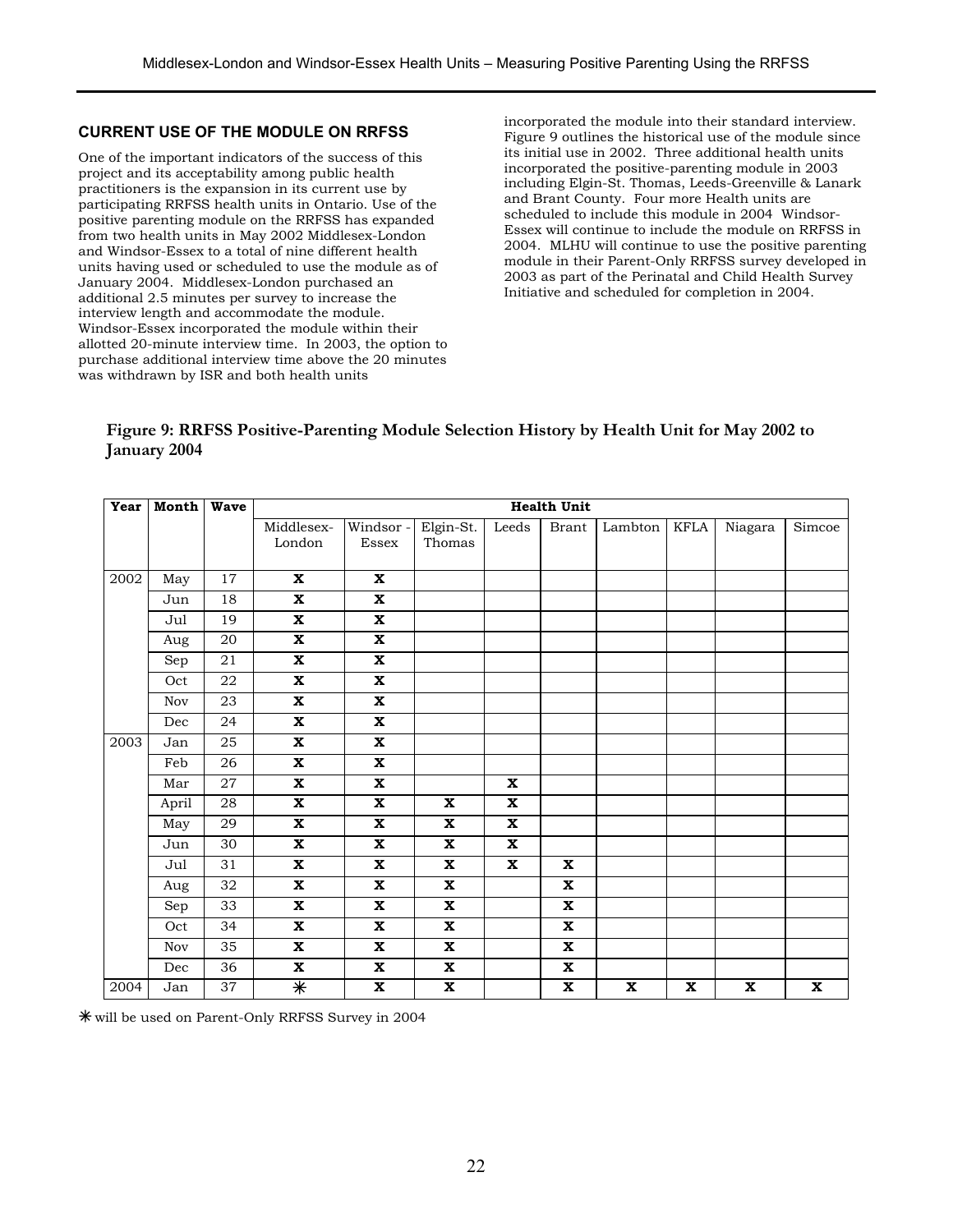## CURRENT USE OF THE MODULE ON RRFSS

One of the important indicators of the success of this project and its acceptability among public health practitioners is the expansion in its current use by participating RRFSS health units in Ontario. Use of the positive parenting module on the RRFSS has expanded from two health units in May 2002 Middlesex-London and Windsor-Essex to a total of nine different health units having used or scheduled to use the module as of January 2004. Middlesex-London purchased an additional 2.5 minutes per survey to increase the interview length and accommodate the module. Windsor-Essex incorporated the module within their allotted 20-minute interview time. In 2003, the option to purchase additional interview time above the 20 minutes was withdrawn by ISR and both health units incorporated the module into their standard interview. Figure 9 outlines the historical use of the module since its initial use in 2002. Three additional health units incorporated the positive-parenting module in 2003 including Elgin-St. Thomas, Leeds-Greenville & Lanark and Brant County. Four more Health units are scheduled to include this module in 2004 Windsor-Essex will continue to include the module on RRFSS in 2004. MLHU will continue to use the positive parenting module in their Parent-Only RRFSS survey developed in 2003 as part of the Perinatal and Child Health Survey Initiative and scheduled for completion in 2004.

**Figure 9: RRFSS Positive-Parenting Module Selection History by Health Unit for May 2002 to January 2004**

| Year | Month | Wave | Health Unit | | | | | | | | |
|---|---|---|---|---|---|---|---|---|---|---|---|
| | | | Middlesex-London | Windsor - Essex | Elgin-St. Thomas | Leeds | Brant | Lambton | KFLA | Niagara | Simcoe |
| 2002 | May | 17 | X | X | | | | | | | |
| | Jun | 18 | X | X | | | | | | | |
| | Jul | 19 | X | X | | | | | | | |
| | Aug | 20 | X | X | | | | | | | |
| | Sep | 21 | X | X | | | | | | | |
| | Oct | 22 | X | X | | | | | | | |
| | Nov | 23 | X | X | | | | | | | |
| | Dec | 24 | X | X | | | | | | | |
| 2003 | Jan | 25 | X | X | | | | | | | |
| | Feb | 26 | X | X | | | | | | | |
| | Mar | 27 | X | X | | X | | | | | |
| | April | 28 | X | X | X | X | | | | | |
| | May | 29 | X | X | X | X | | | | | |
| | Jun | 30 | X | X | X | X | | | | | |
| | Jul | 31 | X | X | X | X | X | | | | |
| | Aug | 32 | X | X | X | | X | | | | |
| | Sep | 33 | X | X | X | | X | | | | |
| | Oct | 34 | X | X | X | | X | | | | |
| | Nov | 35 | X | X | X | | X | | | | |
| | Dec | 36 | X | X | X | | X | | | | |
| 2004 | Jan | 37 | ✳ | X | X | | X | X | X | X | X |

✳ will be used on Parent-Only RRFSS Survey in 2004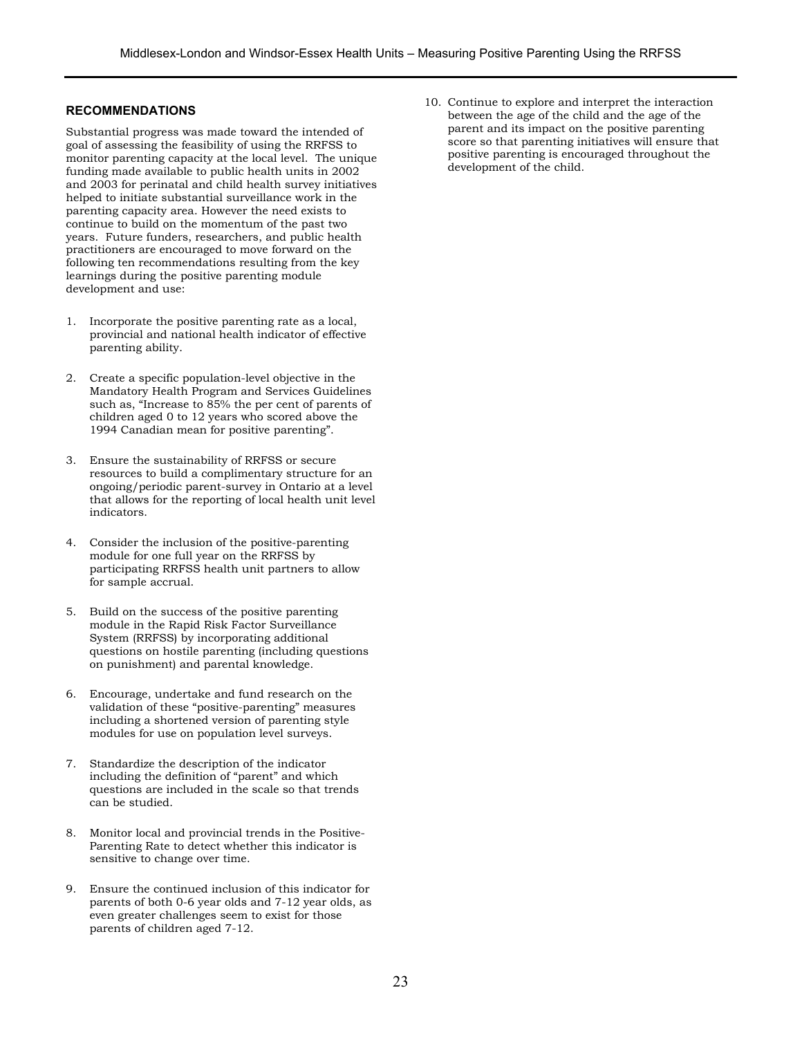## RECOMMENDATIONS

Substantial progress was made toward the intended of goal of assessing the feasibility of using the RRFSS to monitor parenting capacity at the local level. The unique funding made available to public health units in 2002 and 2003 for perinatal and child health survey initiatives helped to initiate substantial surveillance work in the parenting capacity area. However the need exists to continue to build on the momentum of the past two years. Future funders, researchers, and public health practitioners are encouraged to move forward on the following ten recommendations resulting from the key learnings during the positive parenting module development and use:

1. Incorporate the positive parenting rate as a local, provincial and national health indicator of effective parenting ability.

2. Create a specific population-level objective in the Mandatory Health Program and Services Guidelines such as, "Increase to 85% the per cent of parents of children aged 0 to 12 years who scored above the 1994 Canadian mean for positive parenting".

3. Ensure the sustainability of RRFSS or secure resources to build a complimentary structure for an ongoing/periodic parent-survey in Ontario at a level that allows for the reporting of local health unit level indicators.

4. Consider the inclusion of the positive-parenting module for one full year on the RRFSS by participating RRFSS health unit partners to allow for sample accrual.

5. Build on the success of the positive parenting module in the Rapid Risk Factor Surveillance System (RRFSS) by incorporating additional questions on hostile parenting (including questions on punishment) and parental knowledge.

6. Encourage, undertake and fund research on the validation of these "positive-parenting" measures including a shortened version of parenting style modules for use on population level surveys.

7. Standardize the description of the indicator including the definition of "parent" and which questions are included in the scale so that trends can be studied.

8. Monitor local and provincial trends in the Positive-Parenting Rate to detect whether this indicator is sensitive to change over time.

9. Ensure the continued inclusion of this indicator for parents of both 0-6 year olds and 7-12 year olds, as even greater challenges seem to exist for those parents of children aged 7-12.

10. Continue to explore and interpret the interaction between the age of the child and the age of the parent and its impact on the positive parenting score so that parenting initiatives will ensure that positive parenting is encouraged throughout the development of the child.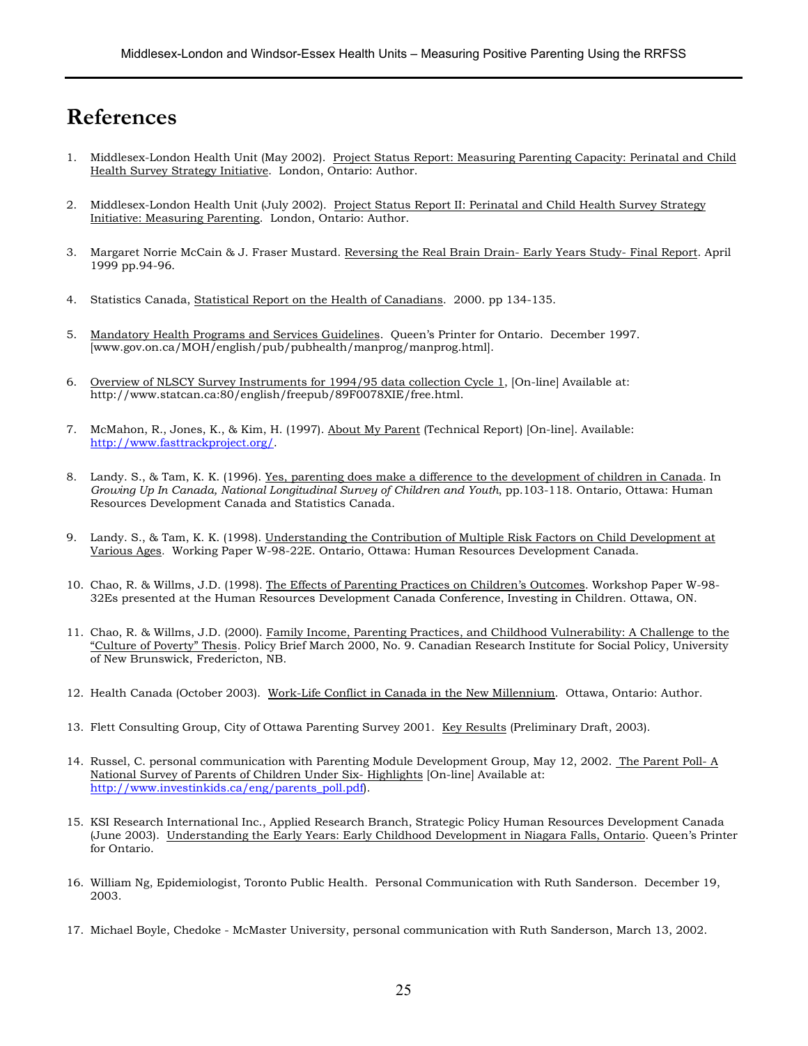# References

1. Middlesex-London Health Unit (May 2002). Project Status Report: Measuring Parenting Capacity: Perinatal and Child Health Survey Strategy Initiative. London, Ontario: Author.

2. Middlesex-London Health Unit (July 2002). Project Status Report II: Perinatal and Child Health Survey Strategy Initiative: Measuring Parenting. London, Ontario: Author.

3. Margaret Norrie McCain & J. Fraser Mustard. Reversing the Real Brain Drain- Early Years Study- Final Report. April 1999 pp.94-96.

4. Statistics Canada, Statistical Report on the Health of Canadians. 2000. pp 134-135.

5. Mandatory Health Programs and Services Guidelines. Queen's Printer for Ontario. December 1997. [www.gov.on.ca/MOH/english/pub/pubhealth/manprog/manprog.html].

6. Overview of NLSCY Survey Instruments for 1994/95 data collection Cycle 1, [On-line] Available at: http://www.statcan.ca:80/english/freepub/89F0078XIE/free.html.

7. McMahon, R., Jones, K., & Kim, H. (1997). About My Parent (Technical Report) [On-line]. Available: http://www.fasttrackproject.org/.

8. Landy. S., & Tam, K. K. (1996). Yes, parenting does make a difference to the development of children in Canada. In *Growing Up In Canada, National Longitudinal Survey of Children and Youth*, pp.103-118. Ontario, Ottawa: Human Resources Development Canada and Statistics Canada.

9. Landy. S., & Tam, K. K. (1998). Understanding the Contribution of Multiple Risk Factors on Child Development at Various Ages. Working Paper W-98-22E. Ontario, Ottawa: Human Resources Development Canada.

10. Chao, R. & Willms, J.D. (1998). The Effects of Parenting Practices on Children's Outcomes. Workshop Paper W-98-32Es presented at the Human Resources Development Canada Conference, Investing in Children. Ottawa, ON.

11. Chao, R. & Willms, J.D. (2000). Family Income, Parenting Practices, and Childhood Vulnerability: A Challenge to the "Culture of Poverty" Thesis. Policy Brief March 2000, No. 9. Canadian Research Institute for Social Policy, University of New Brunswick, Fredericton, NB.

12. Health Canada (October 2003). Work-Life Conflict in Canada in the New Millennium. Ottawa, Ontario: Author.

13. Flett Consulting Group, City of Ottawa Parenting Survey 2001. Key Results (Preliminary Draft, 2003).

14. Russel, C. personal communication with Parenting Module Development Group, May 12, 2002. The Parent Poll- A National Survey of Parents of Children Under Six- Highlights [On-line] Available at: http://www.investinkids.ca/eng/parents_poll.pdf).

15. KSI Research International Inc., Applied Research Branch, Strategic Policy Human Resources Development Canada (June 2003). Understanding the Early Years: Early Childhood Development in Niagara Falls, Ontario. Queen's Printer for Ontario.

16. William Ng, Epidemiologist, Toronto Public Health. Personal Communication with Ruth Sanderson. December 19, 2003.

17. Michael Boyle, Chedoke - McMaster University, personal communication with Ruth Sanderson, March 13, 2002.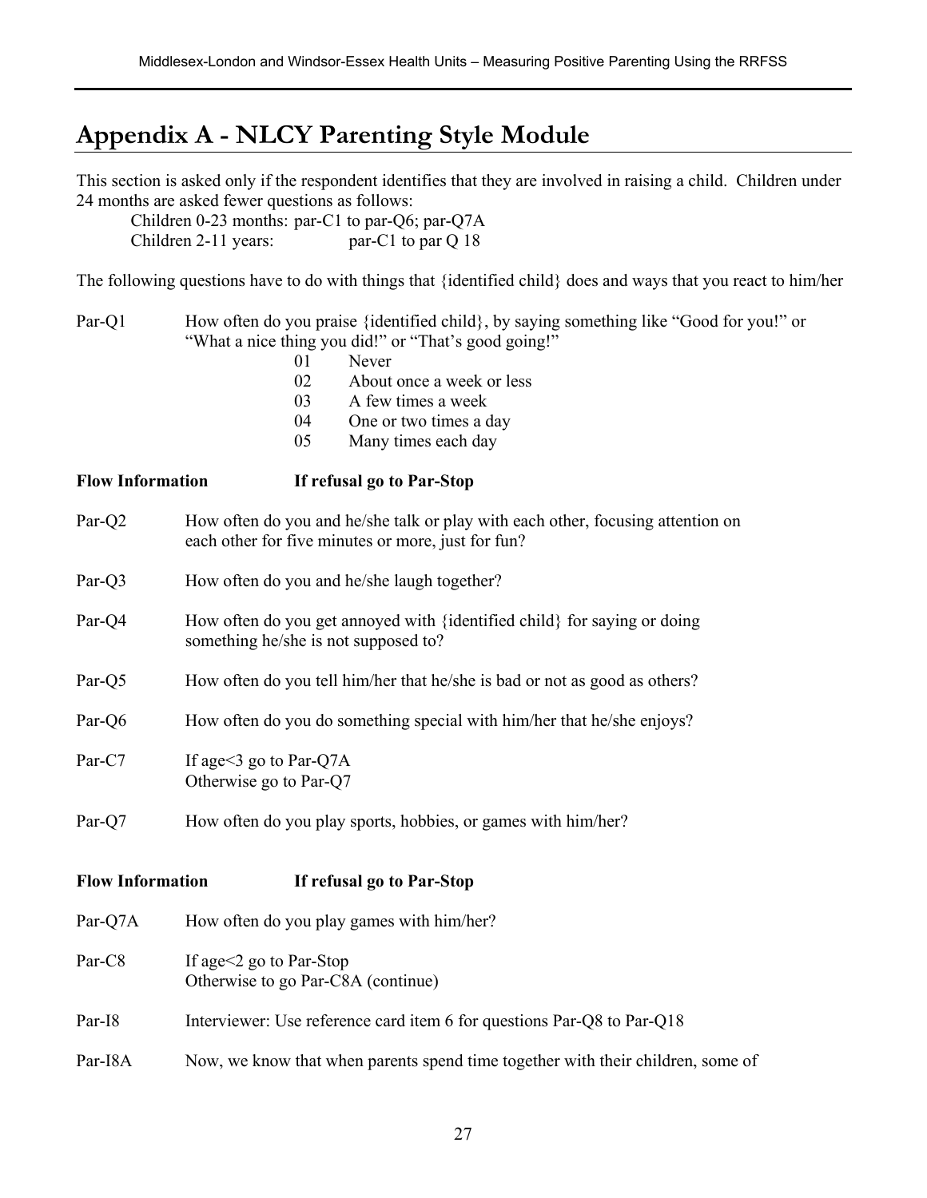# Appendix A - NLCY Parenting Style Module

This section is asked only if the respondent identifies that they are involved in raising a child. Children under 24 months are asked fewer questions as follows:

Children 0-23 months: par-C1 to par-Q6; par-Q7A
Children 2-11 years: par-C1 to par Q 18

The following questions have to do with things that {identified child} does and ways that you react to him/her

Par-Q1 How often do you praise {identified child}, by saying something like "Good for you!" or "What a nice thing you did!" or "That's good going!"

- 01 Never
- 02 About once a week or less
- 03 A few times a week
- 04 One or two times a day
- 05 Many times each day

**Flow Information** **If refusal go to Par-Stop**

Par-Q2 How often do you and he/she talk or play with each other, focusing attention on each other for five minutes or more, just for fun?

Par-Q3 How often do you and he/she laugh together?

Par-Q4 How often do you get annoyed with {identified child} for saying or doing something he/she is not supposed to?

Par-Q5 How often do you tell him/her that he/she is bad or not as good as others?

Par-Q6 How often do you do something special with him/her that he/she enjoys?

Par-C7 If age<3 go to Par-Q7A
Otherwise go to Par-Q7

Par-Q7 How often do you play sports, hobbies, or games with him/her?

**Flow Information** **If refusal go to Par-Stop**

Par-Q7A How often do you play games with him/her?

Par-C8 If age<2 go to Par-Stop
Otherwise to go Par-C8A (continue)

Par-I8 Interviewer: Use reference card item 6 for questions Par-Q8 to Par-Q18

Par-I8A Now, we know that when parents spend time together with their children, some of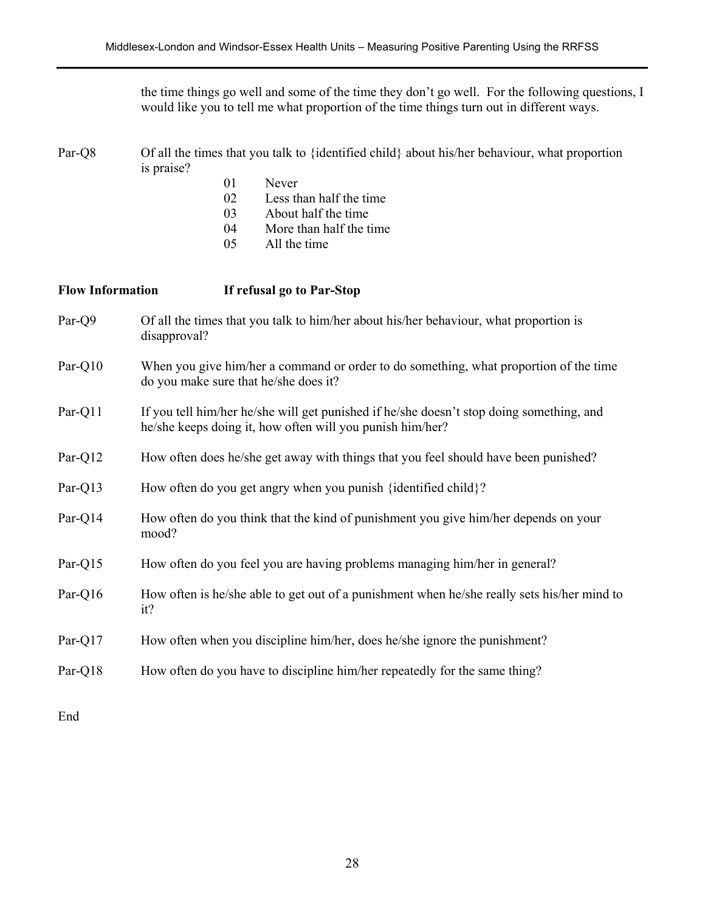the time things go well and some of the time they don't go well. For the following questions, I would like you to tell me what proportion of the time things turn out in different ways.

Par-Q8 Of all the times that you talk to {identified child} about his/her behaviour, what proportion is praise?

- 01 Never
- 02 Less than half the time
- 03 About half the time
- 04 More than half the time
- 05 All the time

**Flow Information** **If refusal go to Par-Stop**

Par-Q9 Of all the times that you talk to him/her about his/her behaviour, what proportion is disapproval?

Par-Q10 When you give him/her a command or order to do something, what proportion of the time do you make sure that he/she does it?

Par-Q11 If you tell him/her he/she will get punished if he/she doesn't stop doing something, and he/she keeps doing it, how often will you punish him/her?

Par-Q12 How often does he/she get away with things that you feel should have been punished?

Par-Q13 How often do you get angry when you punish {identified child}?

Par-Q14 How often do you think that the kind of punishment you give him/her depends on your mood?

Par-Q15 How often do you feel you are having problems managing him/her in general?

Par-Q16 How often is he/she able to get out of a punishment when he/she really sets his/her mind to it?

Par-Q17 How often when you discipline him/her, does he/she ignore the punishment?

Par-Q18 How often do you have to discipline him/her repeatedly for the same thing?

End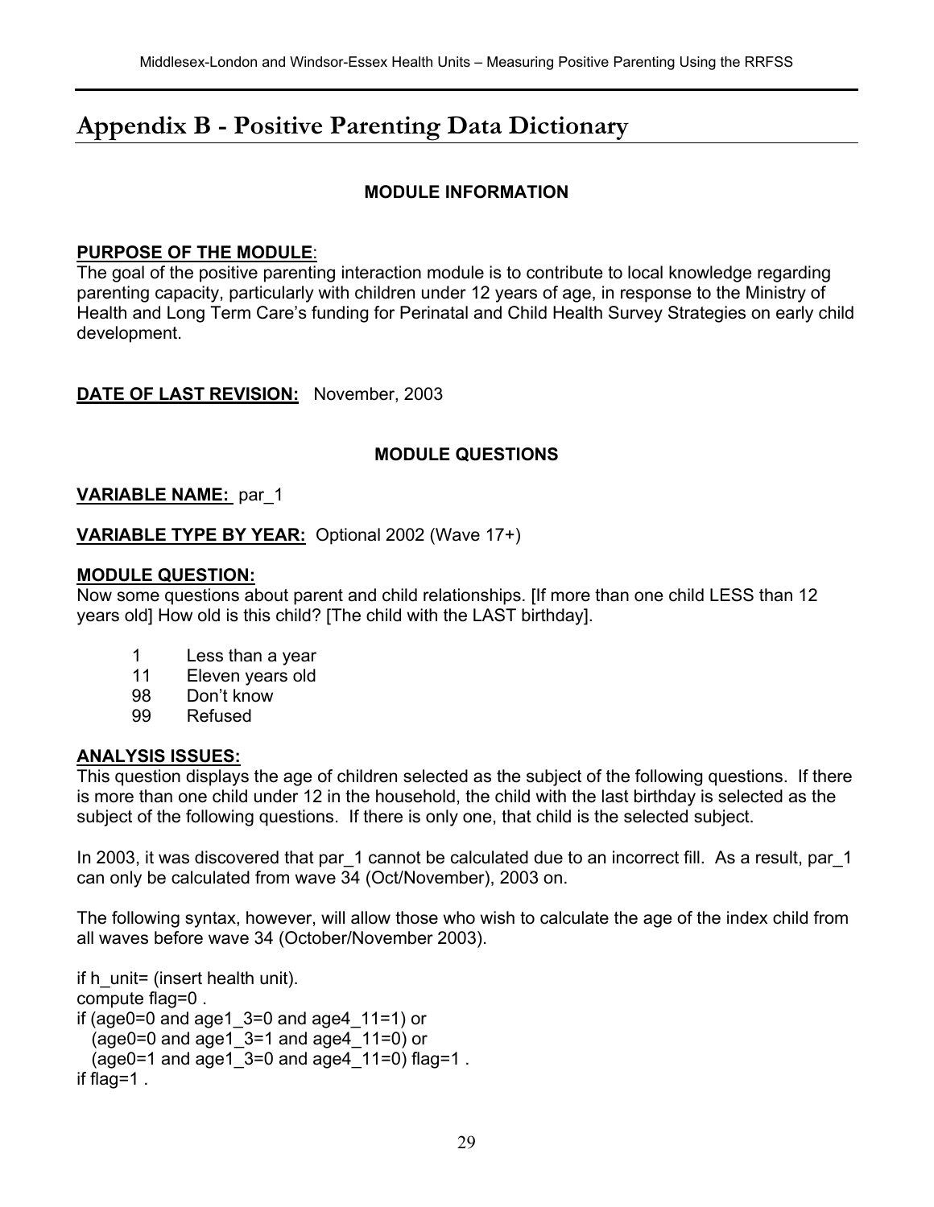# Appendix B - Positive Parenting Data Dictionary

**MODULE INFORMATION**

**PURPOSE OF THE MODULE**:
The goal of the positive parenting interaction module is to contribute to local knowledge regarding parenting capacity, particularly with children under 12 years of age, in response to the Ministry of Health and Long Term Care's funding for Perinatal and Child Health Survey Strategies on early child development.

**DATE OF LAST REVISION:** November, 2003

**MODULE QUESTIONS**

**VARIABLE NAME:** par_1

**VARIABLE TYPE BY YEAR:** Optional 2002 (Wave 17+)

**MODULE QUESTION:**
Now some questions about parent and child relationships. [If more than one child LESS than 12 years old] How old is this child? [The child with the LAST birthday].

| | |
|---|---|
| 1 | Less than a year |
| 11 | Eleven years old |
| 98 | Don't know |
| 99 | Refused |

**ANALYSIS ISSUES:**
This question displays the age of children selected as the subject of the following questions. If there is more than one child under 12 in the household, the child with the last birthday is selected as the subject of the following questions. If there is only one, that child is the selected subject.

In 2003, it was discovered that par_1 cannot be calculated due to an incorrect fill. As a result, par_1 can only be calculated from wave 34 (Oct/November), 2003 on.

The following syntax, however, will allow those who wish to calculate the age of the index child from all waves before wave 34 (October/November 2003).

```
if h_unit= (insert health unit).
compute flag=0 .
if (age0=0 and age1_3=0 and age4_11=1) or
   (age0=0 and age1_3=1 and age4_11=0) or
   (age0=1 and age1_3=0 and age4_11=0) flag=1 .
if flag=1 .
```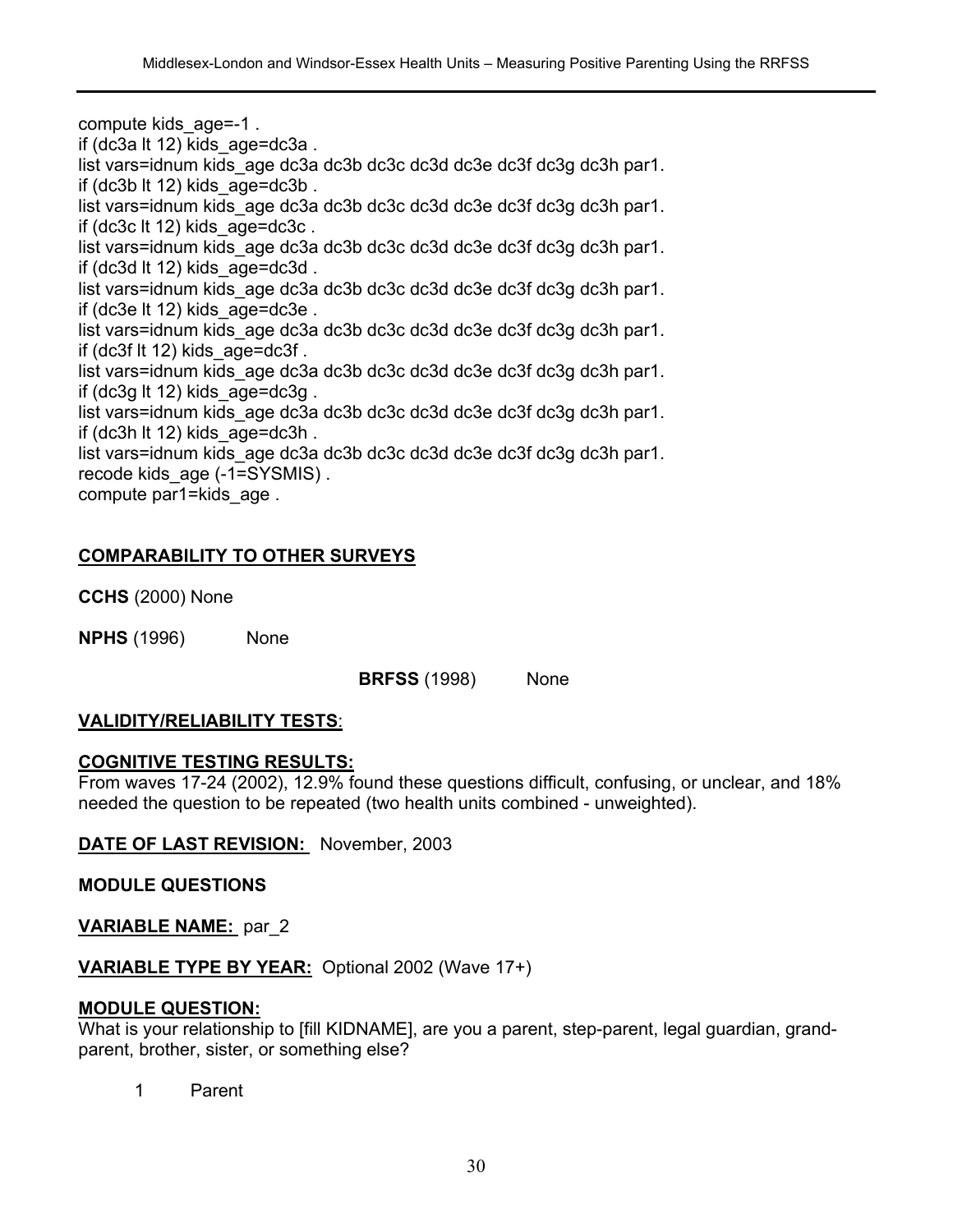```
compute kids_age=-1 .
if (dc3a lt 12) kids_age=dc3a .
list vars=idnum kids_age dc3a dc3b dc3c dc3d dc3e dc3f dc3g dc3h par1.
if (dc3b lt 12) kids_age=dc3b .
list vars=idnum kids_age dc3a dc3b dc3c dc3d dc3e dc3f dc3g dc3h par1.
if (dc3c lt 12) kids_age=dc3c .
list vars=idnum kids_age dc3a dc3b dc3c dc3d dc3e dc3f dc3g dc3h par1.
if (dc3d lt 12) kids_age=dc3d .
list vars=idnum kids_age dc3a dc3b dc3c dc3d dc3e dc3f dc3g dc3h par1.
if (dc3e lt 12) kids_age=dc3e .
list vars=idnum kids_age dc3a dc3b dc3c dc3d dc3e dc3f dc3g dc3h par1.
if (dc3f lt 12) kids_age=dc3f .
list vars=idnum kids_age dc3a dc3b dc3c dc3d dc3e dc3f dc3g dc3h par1.
if (dc3g lt 12) kids_age=dc3g .
list vars=idnum kids_age dc3a dc3b dc3c dc3d dc3e dc3f dc3g dc3h par1.
if (dc3h lt 12) kids_age=dc3h .
list vars=idnum kids_age dc3a dc3b dc3c dc3d dc3e dc3f dc3g dc3h par1.
recode kids_age (-1=SYSMIS) .
compute par1=kids_age .
```

**COMPARABILITY TO OTHER SURVEYS**

**CCHS** (2000) None

**NPHS** (1996) None

**BRFSS** (1998) None

**VALIDITY/RELIABILITY TESTS**:

**COGNITIVE TESTING RESULTS:**
From waves 17-24 (2002), 12.9% found these questions difficult, confusing, or unclear, and 18% needed the question to be repeated (two health units combined - unweighted).

**DATE OF LAST REVISION:** November, 2003

**MODULE QUESTIONS**

**VARIABLE NAME:** par_2

**VARIABLE TYPE BY YEAR:** Optional 2002 (Wave 17+)

**MODULE QUESTION:**
What is your relationship to [fill KIDNAME], are you a parent, step-parent, legal guardian, grand-parent, brother, sister, or something else?

1 Parent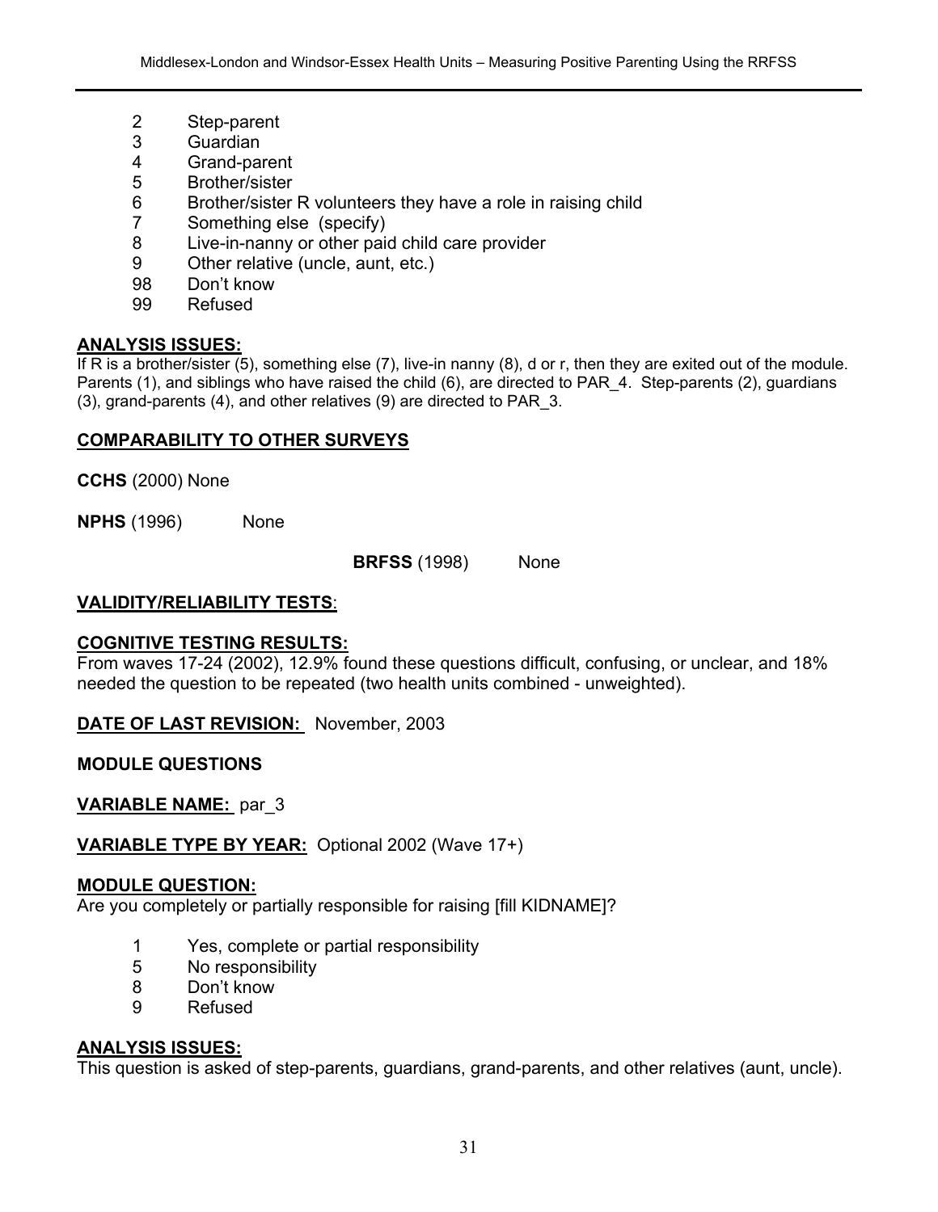2 Step-parent
3 Guardian
4 Grand-parent
5 Brother/sister
6 Brother/sister R volunteers they have a role in raising child
7 Something else (specify)
8 Live-in-nanny or other paid child care provider
9 Other relative (uncle, aunt, etc.)
98 Don't know
99 Refused

**ANALYSIS ISSUES:**
If R is a brother/sister (5), something else (7), live-in nanny (8), d or r, then they are exited out of the module. Parents (1), and siblings who have raised the child (6), are directed to PAR_4. Step-parents (2), guardians (3), grand-parents (4), and other relatives (9) are directed to PAR_3.

**COMPARABILITY TO OTHER SURVEYS**

**CCHS** (2000) None

**NPHS** (1996) None

**BRFSS** (1998) None

**VALIDITY/RELIABILITY TESTS**:

**COGNITIVE TESTING RESULTS:**
From waves 17-24 (2002), 12.9% found these questions difficult, confusing, or unclear, and 18% needed the question to be repeated (two health units combined - unweighted).

**DATE OF LAST REVISION:** November, 2003

**MODULE QUESTIONS**

**VARIABLE NAME:** par_3

**VARIABLE TYPE BY YEAR:** Optional 2002 (Wave 17+)

**MODULE QUESTION:**
Are you completely or partially responsible for raising [fill KIDNAME]?

1 Yes, complete or partial responsibility
5 No responsibility
8 Don't know
9 Refused

**ANALYSIS ISSUES:**
This question is asked of step-parents, guardians, grand-parents, and other relatives (aunt, uncle).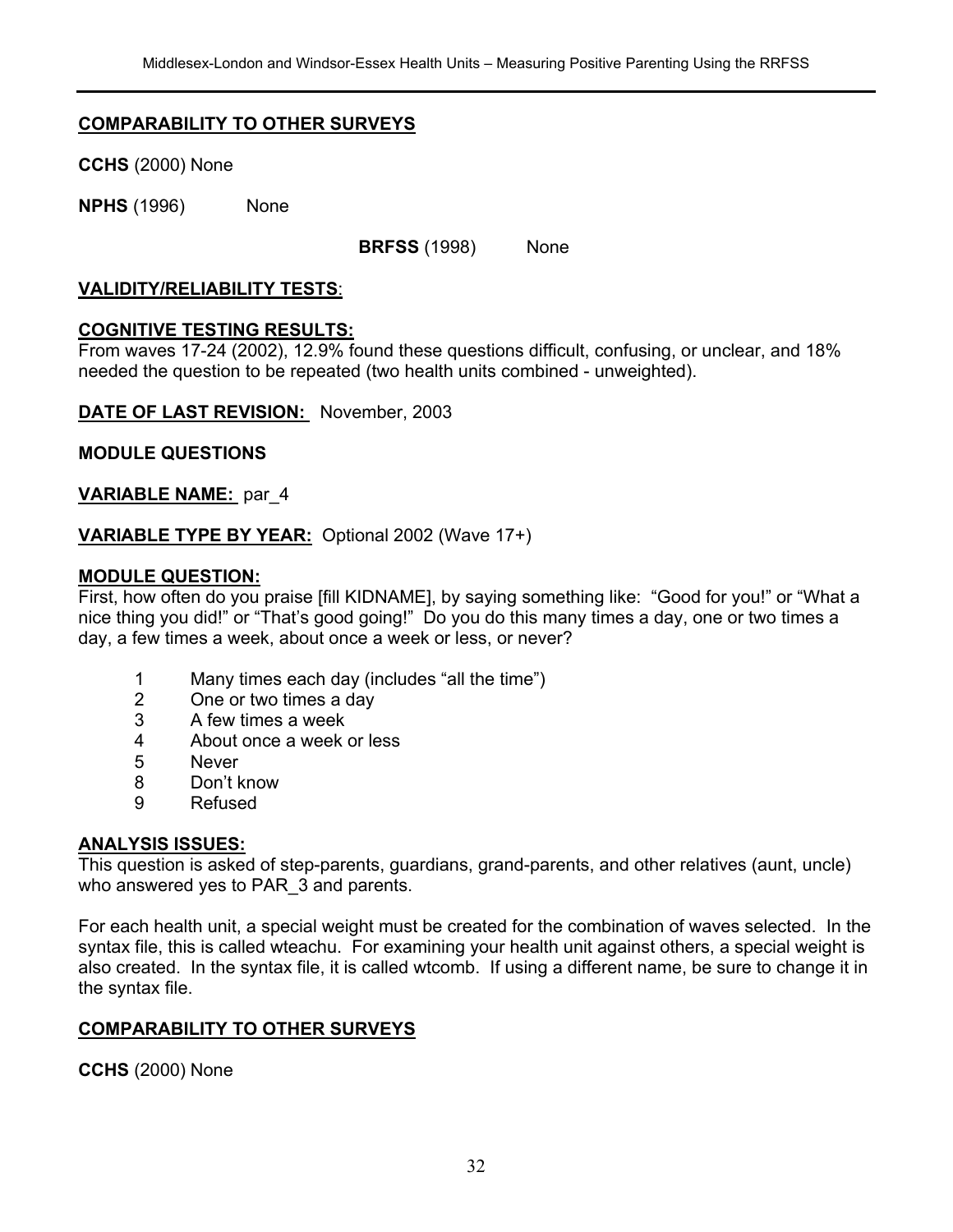**COMPARABILITY TO OTHER SURVEYS**

**CCHS** (2000) None

**NPHS** (1996) None

**BRFSS** (1998) None

**VALIDITY/RELIABILITY TESTS**:

**COGNITIVE TESTING RESULTS:**
From waves 17-24 (2002), 12.9% found these questions difficult, confusing, or unclear, and 18% needed the question to be repeated (two health units combined - unweighted).

**DATE OF LAST REVISION:** November, 2003

**MODULE QUESTIONS**

**VARIABLE NAME:** par_4

**VARIABLE TYPE BY YEAR:** Optional 2002 (Wave 17+)

**MODULE QUESTION:**
First, how often do you praise [fill KIDNAME], by saying something like: "Good for you!" or "What a nice thing you did!" or "That's good going!" Do you do this many times a day, one or two times a day, a few times a week, about once a week or less, or never?

1 Many times each day (includes "all the time")
2 One or two times a day
3 A few times a week
4 About once a week or less
5 Never
8 Don't know
9 Refused

**ANALYSIS ISSUES:**
This question is asked of step-parents, guardians, grand-parents, and other relatives (aunt, uncle) who answered yes to PAR_3 and parents.

For each health unit, a special weight must be created for the combination of waves selected. In the syntax file, this is called wteachu. For examining your health unit against others, a special weight is also created. In the syntax file, it is called wtcomb. If using a different name, be sure to change it in the syntax file.

**COMPARABILITY TO OTHER SURVEYS**

**CCHS** (2000) None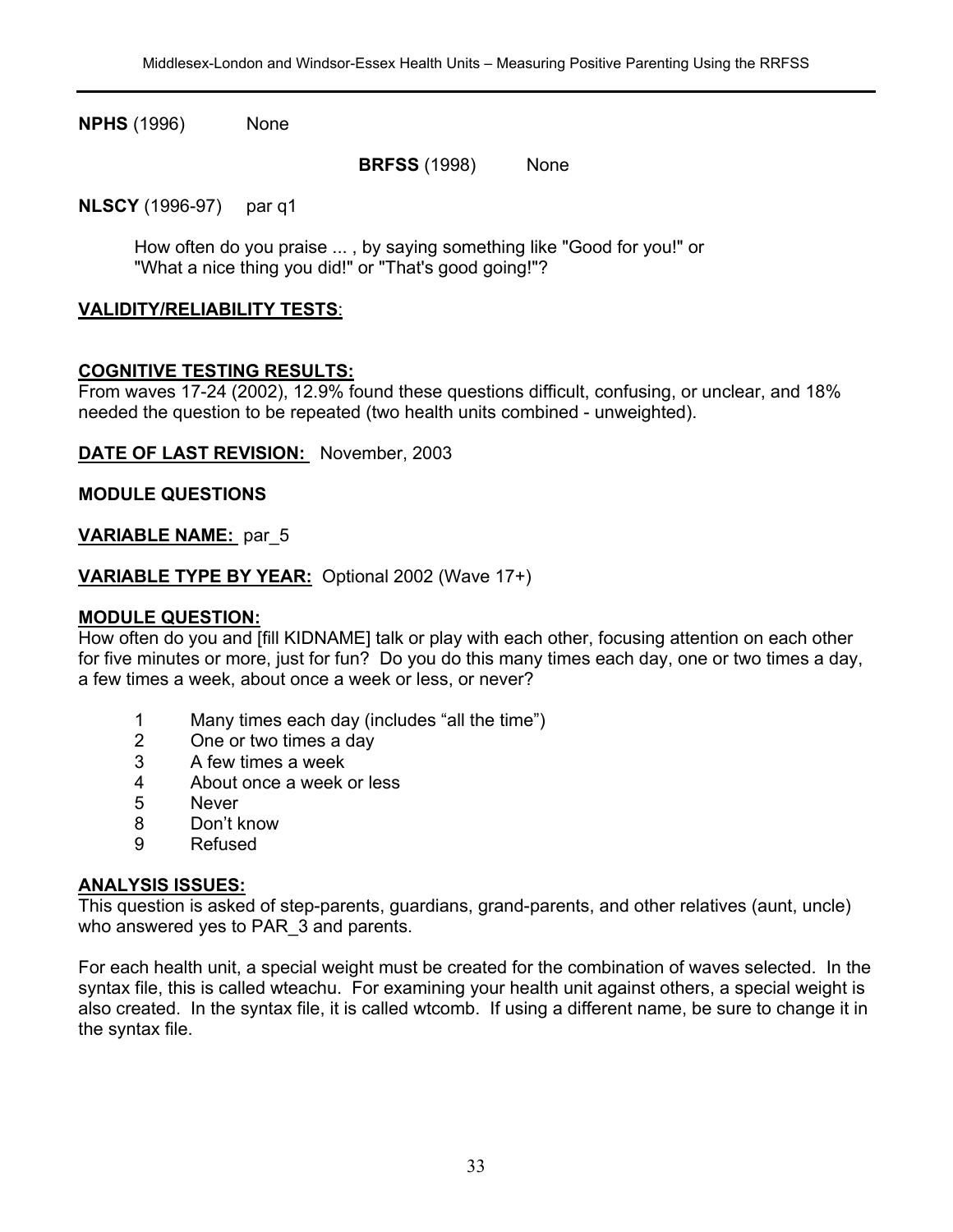**NPHS** (1996) None

**BRFSS** (1998) None

**NLSCY** (1996-97) par q1

How often do you praise ... , by saying something like "Good for you!" or "What a nice thing you did!" or "That's good going!"?

**VALIDITY/RELIABILITY TESTS**:

**COGNITIVE TESTING RESULTS:**
From waves 17-24 (2002), 12.9% found these questions difficult, confusing, or unclear, and 18% needed the question to be repeated (two health units combined - unweighted).

**DATE OF LAST REVISION:** November, 2003

**MODULE QUESTIONS**

**VARIABLE NAME:** par_5

**VARIABLE TYPE BY YEAR:** Optional 2002 (Wave 17+)

**MODULE QUESTION:**
How often do you and [fill KIDNAME] talk or play with each other, focusing attention on each other for five minutes or more, just for fun? Do you do this many times each day, one or two times a day, a few times a week, about once a week or less, or never?

1 Many times each day (includes "all the time")
2 One or two times a day
3 A few times a week
4 About once a week or less
5 Never
8 Don't know
9 Refused

**ANALYSIS ISSUES:**
This question is asked of step-parents, guardians, grand-parents, and other relatives (aunt, uncle) who answered yes to PAR_3 and parents.

For each health unit, a special weight must be created for the combination of waves selected. In the syntax file, this is called wteachu. For examining your health unit against others, a special weight is also created. In the syntax file, it is called wtcomb. If using a different name, be sure to change it in the syntax file.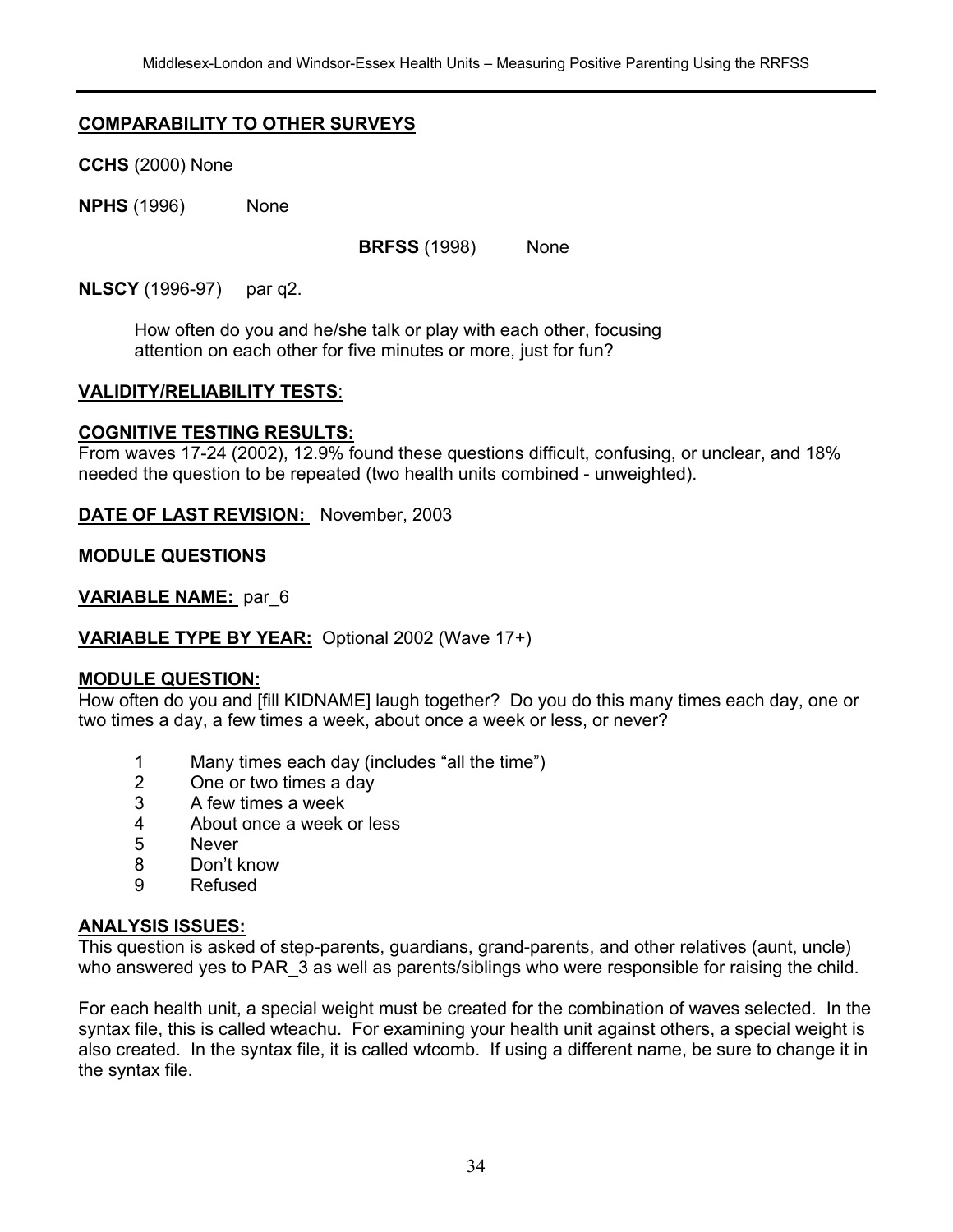**COMPARABILITY TO OTHER SURVEYS**

**CCHS** (2000) None

**NPHS** (1996) None

**BRFSS** (1998) None

**NLSCY** (1996-97) par q2.

> How often do you and he/she talk or play with each other, focusing attention on each other for five minutes or more, just for fun?

**VALIDITY/RELIABILITY TESTS**:

**COGNITIVE TESTING RESULTS:**
From waves 17-24 (2002), 12.9% found these questions difficult, confusing, or unclear, and 18% needed the question to be repeated (two health units combined - unweighted).

**DATE OF LAST REVISION:** November, 2003

**MODULE QUESTIONS**

**VARIABLE NAME:** par_6

**VARIABLE TYPE BY YEAR:** Optional 2002 (Wave 17+)

**MODULE QUESTION:**
How often do you and [fill KIDNAME] laugh together? Do you do this many times each day, one or two times a day, a few times a week, about once a week or less, or never?

1 Many times each day (includes "all the time")
2 One or two times a day
3 A few times a week
4 About once a week or less
5 Never
8 Don't know
9 Refused

**ANALYSIS ISSUES:**
This question is asked of step-parents, guardians, grand-parents, and other relatives (aunt, uncle) who answered yes to PAR_3 as well as parents/siblings who were responsible for raising the child.

For each health unit, a special weight must be created for the combination of waves selected. In the syntax file, this is called wteachu. For examining your health unit against others, a special weight is also created. In the syntax file, it is called wtcomb. If using a different name, be sure to change it in the syntax file.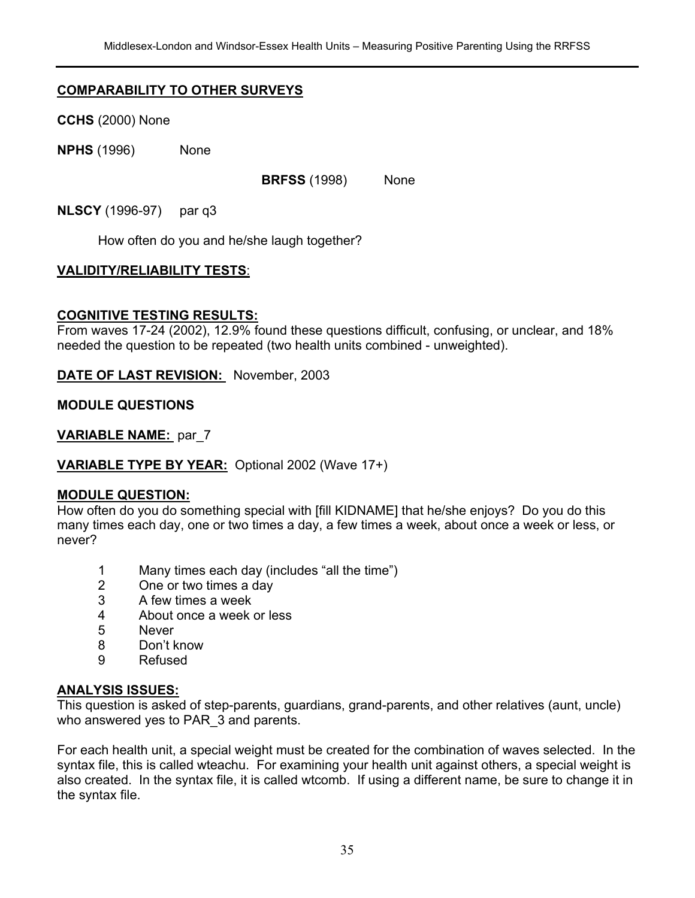**COMPARABILITY TO OTHER SURVEYS**

**CCHS** (2000) None

**NPHS** (1996) None

**BRFSS** (1998) None

**NLSCY** (1996-97) par q3

How often do you and he/she laugh together?

**VALIDITY/RELIABILITY TESTS**:

**COGNITIVE TESTING RESULTS:**
From waves 17-24 (2002), 12.9% found these questions difficult, confusing, or unclear, and 18% needed the question to be repeated (two health units combined - unweighted).

**DATE OF LAST REVISION:** November, 2003

**MODULE QUESTIONS**

**VARIABLE NAME:** par_7

**VARIABLE TYPE BY YEAR:** Optional 2002 (Wave 17+)

**MODULE QUESTION:**
How often do you do something special with [fill KIDNAME] that he/she enjoys? Do you do this many times each day, one or two times a day, a few times a week, about once a week or less, or never?

1 Many times each day (includes “all the time”)
2 One or two times a day
3 A few times a week
4 About once a week or less
5 Never
8 Don’t know
9 Refused

**ANALYSIS ISSUES:**
This question is asked of step-parents, guardians, grand-parents, and other relatives (aunt, uncle) who answered yes to PAR_3 and parents.

For each health unit, a special weight must be created for the combination of waves selected. In the syntax file, this is called wteachu. For examining your health unit against others, a special weight is also created. In the syntax file, it is called wtcomb. If using a different name, be sure to change it in the syntax file.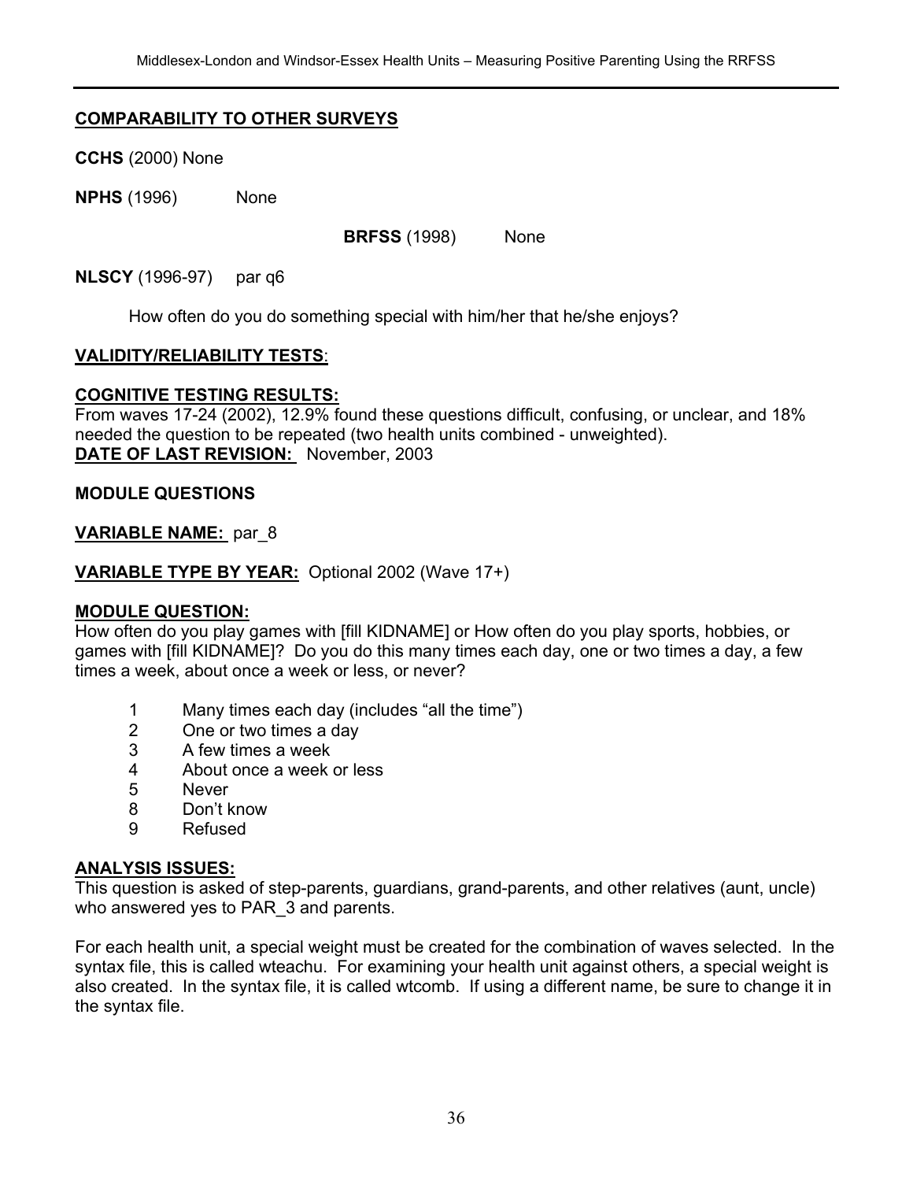**COMPARABILITY TO OTHER SURVEYS**

**CCHS** (2000) None

**NPHS** (1996) None

**BRFSS** (1998) None

**NLSCY** (1996-97) par q6

How often do you do something special with him/her that he/she enjoys?

**VALIDITY/RELIABILITY TESTS**:

**COGNITIVE TESTING RESULTS:**
From waves 17-24 (2002), 12.9% found these questions difficult, confusing, or unclear, and 18% needed the question to be repeated (two health units combined - unweighted).
**DATE OF LAST REVISION:** November, 2003

**MODULE QUESTIONS**

**VARIABLE NAME:** par_8

**VARIABLE TYPE BY YEAR:** Optional 2002 (Wave 17+)

**MODULE QUESTION:**
How often do you play games with [fill KIDNAME] or How often do you play sports, hobbies, or games with [fill KIDNAME]? Do you do this many times each day, one or two times a day, a few times a week, about once a week or less, or never?

1 Many times each day (includes "all the time")
2 One or two times a day
3 A few times a week
4 About once a week or less
5 Never
8 Don't know
9 Refused

**ANALYSIS ISSUES:**
This question is asked of step-parents, guardians, grand-parents, and other relatives (aunt, uncle) who answered yes to PAR_3 and parents.

For each health unit, a special weight must be created for the combination of waves selected. In the syntax file, this is called wteachu. For examining your health unit against others, a special weight is also created. In the syntax file, it is called wtcomb. If using a different name, be sure to change it in the syntax file.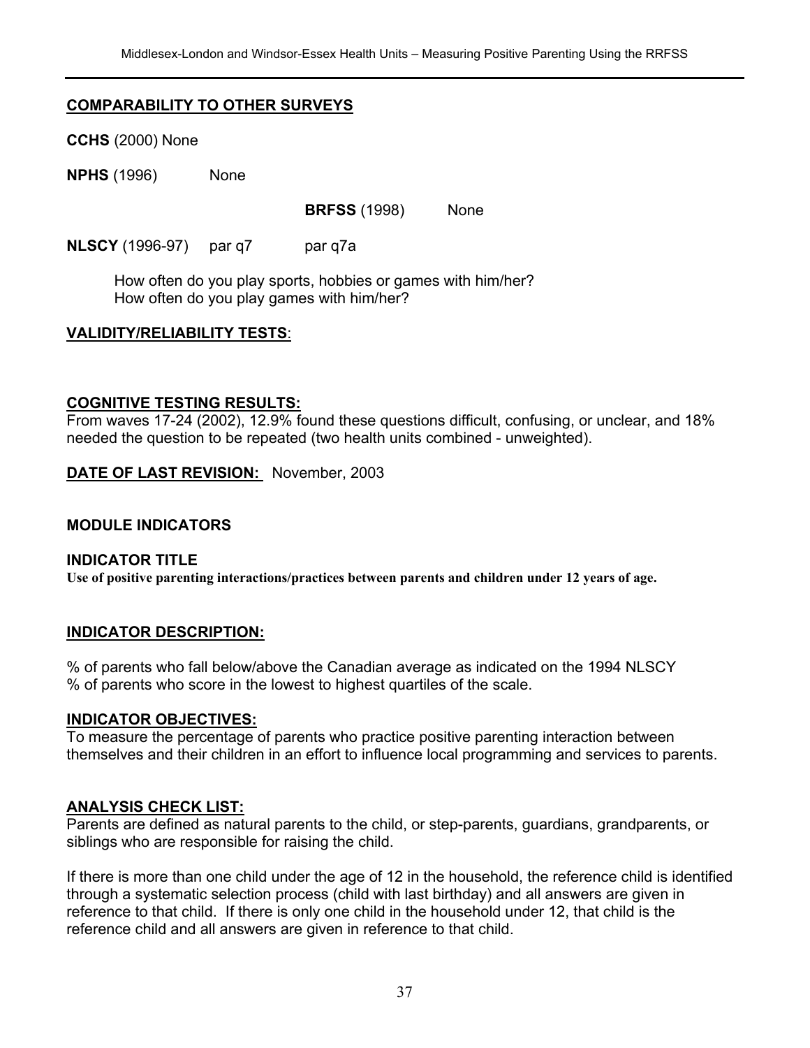**COMPARABILITY TO OTHER SURVEYS**

**CCHS** (2000) None

**NPHS** (1996) None

**BRFSS** (1998) None

**NLSCY** (1996-97) par q7 par q7a

How often do you play sports, hobbies or games with him/her?
How often do you play games with him/her?

**VALIDITY/RELIABILITY TESTS**:

**COGNITIVE TESTING RESULTS:**
From waves 17-24 (2002), 12.9% found these questions difficult, confusing, or unclear, and 18% needed the question to be repeated (two health units combined - unweighted).

**DATE OF LAST REVISION:** November, 2003

**MODULE INDICATORS**

**INDICATOR TITLE**
**Use of positive parenting interactions/practices between parents and children under 12 years of age.**

**INDICATOR DESCRIPTION:**

% of parents who fall below/above the Canadian average as indicated on the 1994 NLSCY
% of parents who score in the lowest to highest quartiles of the scale.

**INDICATOR OBJECTIVES:**
To measure the percentage of parents who practice positive parenting interaction between themselves and their children in an effort to influence local programming and services to parents.

**ANALYSIS CHECK LIST:**
Parents are defined as natural parents to the child, or step-parents, guardians, grandparents, or siblings who are responsible for raising the child.

If there is more than one child under the age of 12 in the household, the reference child is identified through a systematic selection process (child with last birthday) and all answers are given in reference to that child. If there is only one child in the household under 12, that child is the reference child and all answers are given in reference to that child.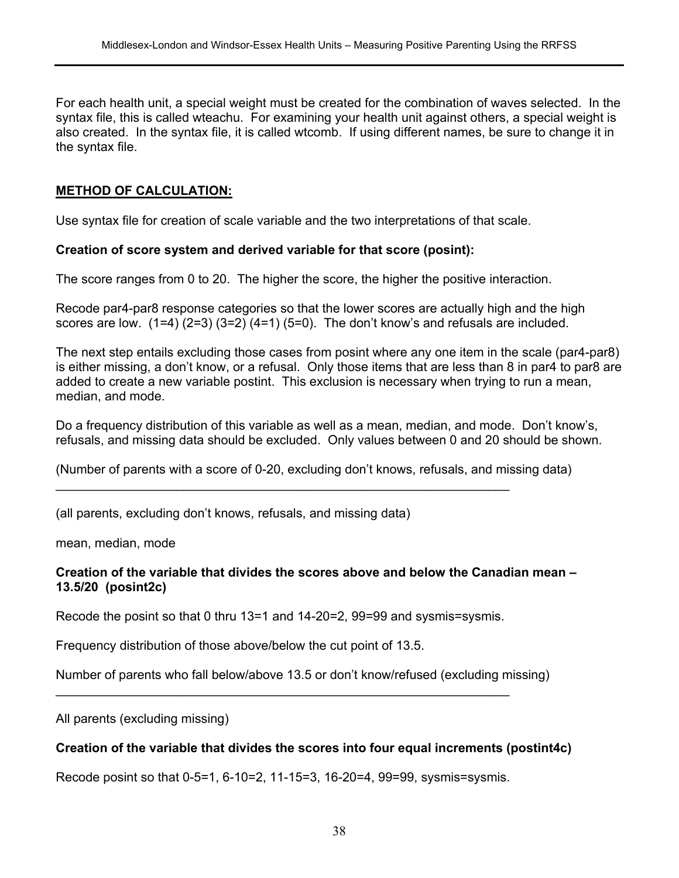For each health unit, a special weight must be created for the combination of waves selected. In the syntax file, this is called wteachu. For examining your health unit against others, a special weight is also created. In the syntax file, it is called wtcomb. If using different names, be sure to change it in the syntax file.

## METHOD OF CALCULATION:

Use syntax file for creation of scale variable and the two interpretations of that scale.

**Creation of score system and derived variable for that score (posint):**

The score ranges from 0 to 20. The higher the score, the higher the positive interaction.

Recode par4-par8 response categories so that the lower scores are actually high and the high scores are low. (1=4) (2=3) (3=2) (4=1) (5=0). The don't know's and refusals are included.

The next step entails excluding those cases from posint where any one item in the scale (par4-par8) is either missing, a don't know, or a refusal. Only those items that are less than 8 in par4 to par8 are added to create a new variable postint. This exclusion is necessary when trying to run a mean, median, and mode.

Do a frequency distribution of this variable as well as a mean, median, and mode. Don't know's, refusals, and missing data should be excluded. Only values between 0 and 20 should be shown.

$$\frac{\text{(Number of parents with a score of 0-20, excluding don't knows, refusals, and missing data)}}{\text{(all parents, excluding don't knows, refusals, and missing data)}}$$

mean, median, mode

**Creation of the variable that divides the scores above and below the Canadian mean – 13.5/20 (posint2c)**

Recode the posint so that 0 thru 13=1 and 14-20=2, 99=99 and sysmis=sysmis.

Frequency distribution of those above/below the cut point of 13.5.

$$\frac{\text{Number of parents who fall below/above 13.5 or don't know/refused (excluding missing)}}{\text{All parents (excluding missing)}}$$

**Creation of the variable that divides the scores into four equal increments (postint4c)**

Recode posint so that 0-5=1, 6-10=2, 11-15=3, 16-20=4, 99=99, sysmis=sysmis.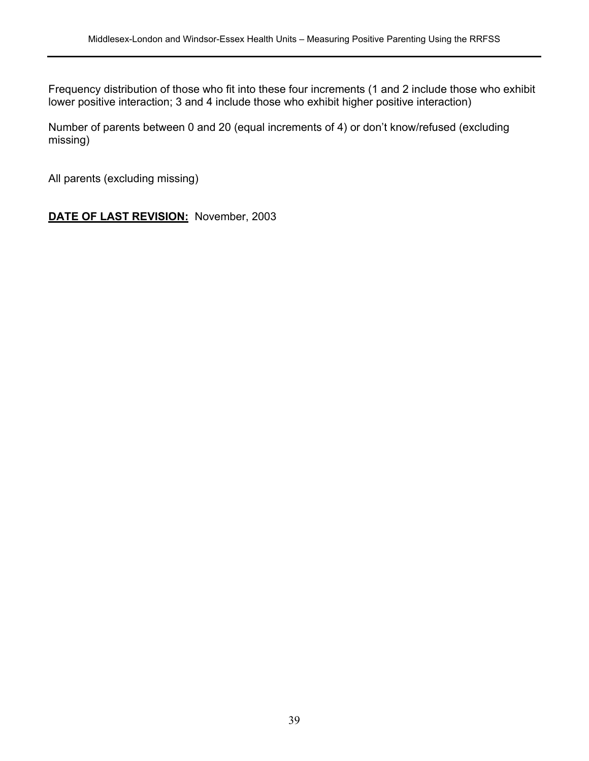Frequency distribution of those who fit into these four increments (1 and 2 include those who exhibit lower positive interaction; 3 and 4 include those who exhibit higher positive interaction)

Number of parents between 0 and 20 (equal increments of 4) or don't know/refused (excluding missing)

All parents (excluding missing)

**DATE OF LAST REVISION:** November, 2003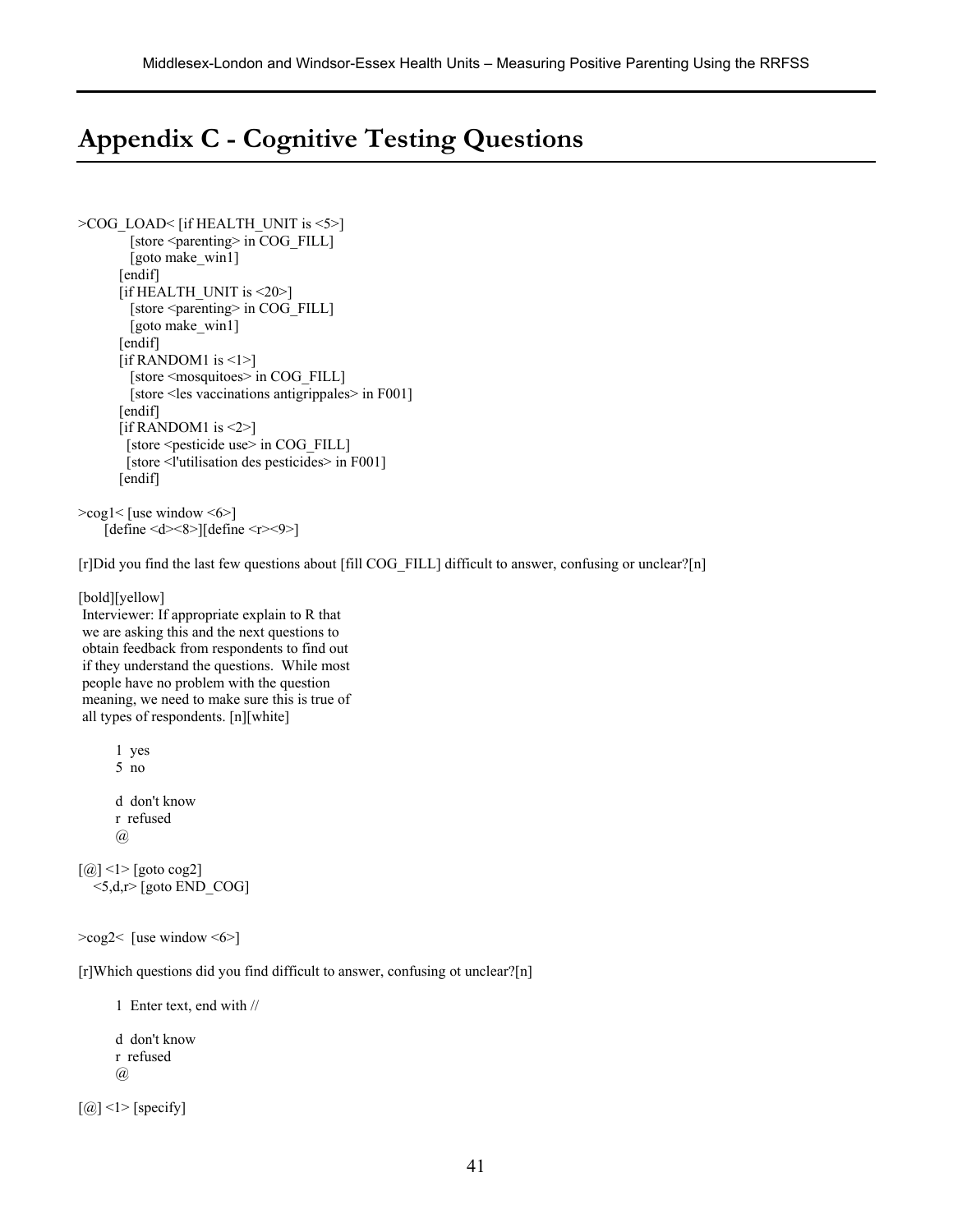# Appendix C - Cognitive Testing Questions

```
>COG_LOAD< [if HEALTH_UNIT is <5>]
           [store <parenting> in COG_FILL]
           [goto make_win1]
         [endif]
         [if HEALTH_UNIT is <20>]
           [store <parenting> in COG_FILL]
           [goto make_win1]
         [endif]
         [if RANDOM1 is <1>]
           [store <mosquitoes> in COG_FILL]
           [store <les vaccinations antigrippales> in F001]
         [endif]
         [if RANDOM1 is <2>]
          [store <pesticide use> in COG_FILL]
          [store <l'utilisation des pesticides> in F001]
         [endif]

>cog1< [use window <6>]
      [define <d><8>][define <r><9>]

[r]Did you find the last few questions about [fill COG_FILL] difficult to answer, confusing or unclear?[n]

[bold][yellow]
 Interviewer: If appropriate explain to R that
 we are asking this and the next questions to
 obtain feedback from respondents to find out
 if they understand the questions.  While most
 people have no problem with the question
 meaning, we need to make sure this is true of
 all types of respondents. [n][white]

        1  yes
        5  no

        d  don't know
        r  refused
        @

[@] <1> [goto cog2]
    <5,d,r> [goto END_COG]


>cog2<  [use window <6>]

[r]Which questions did you find difficult to answer, confusing ot unclear?[n]

        1  Enter text, end with //

        d  don't know
        r  refused
        @

[@] <1> [specify]
```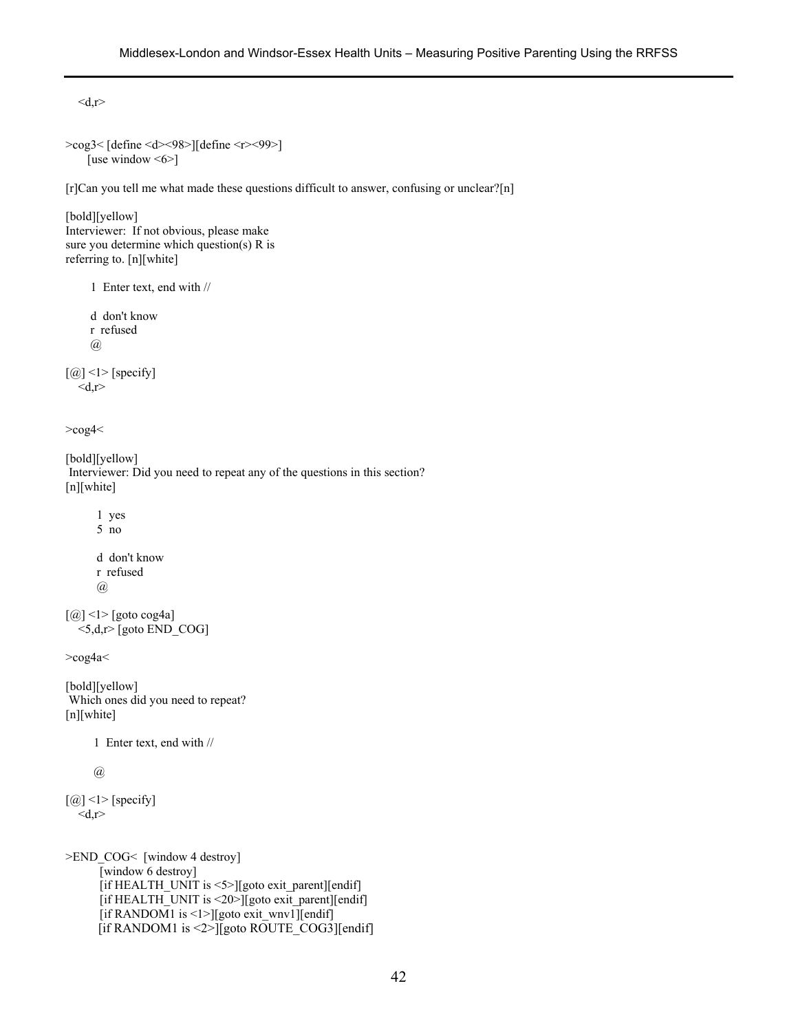<d,r>

>cog3< [define <d><98>][define <r><99>]
[use window <6>]

[r]Can you tell me what made these questions difficult to answer, confusing or unclear?[n]

[bold][yellow]
Interviewer: If not obvious, please make sure you determine which question(s) R is referring to. [n][white]

1 Enter text, end with //

d don't know
r refused
@

[@] <1> [specify]
<d,r>

>cog4<

[bold][yellow]
Interviewer: Did you need to repeat any of the questions in this section?
[n][white]

1 yes
5 no

d don't know
r refused
@

[@] <1> [goto cog4a]
<5,d,r> [goto END_COG]

>cog4a<

[bold][yellow]
Which ones did you need to repeat?
[n][white]

1 Enter text, end with //

@

[@] <1> [specify]
<d,r>

>END_COG< [window 4 destroy]
[window 6 destroy]
[if HEALTH_UNIT is <5>][goto exit_parent][endif]
[if HEALTH_UNIT is <20>][goto exit_parent][endif]
[if RANDOM1 is <1>][goto exit_wnv1][endif]
[if RANDOM1 is <2>][goto ROUTE_COG3][endif]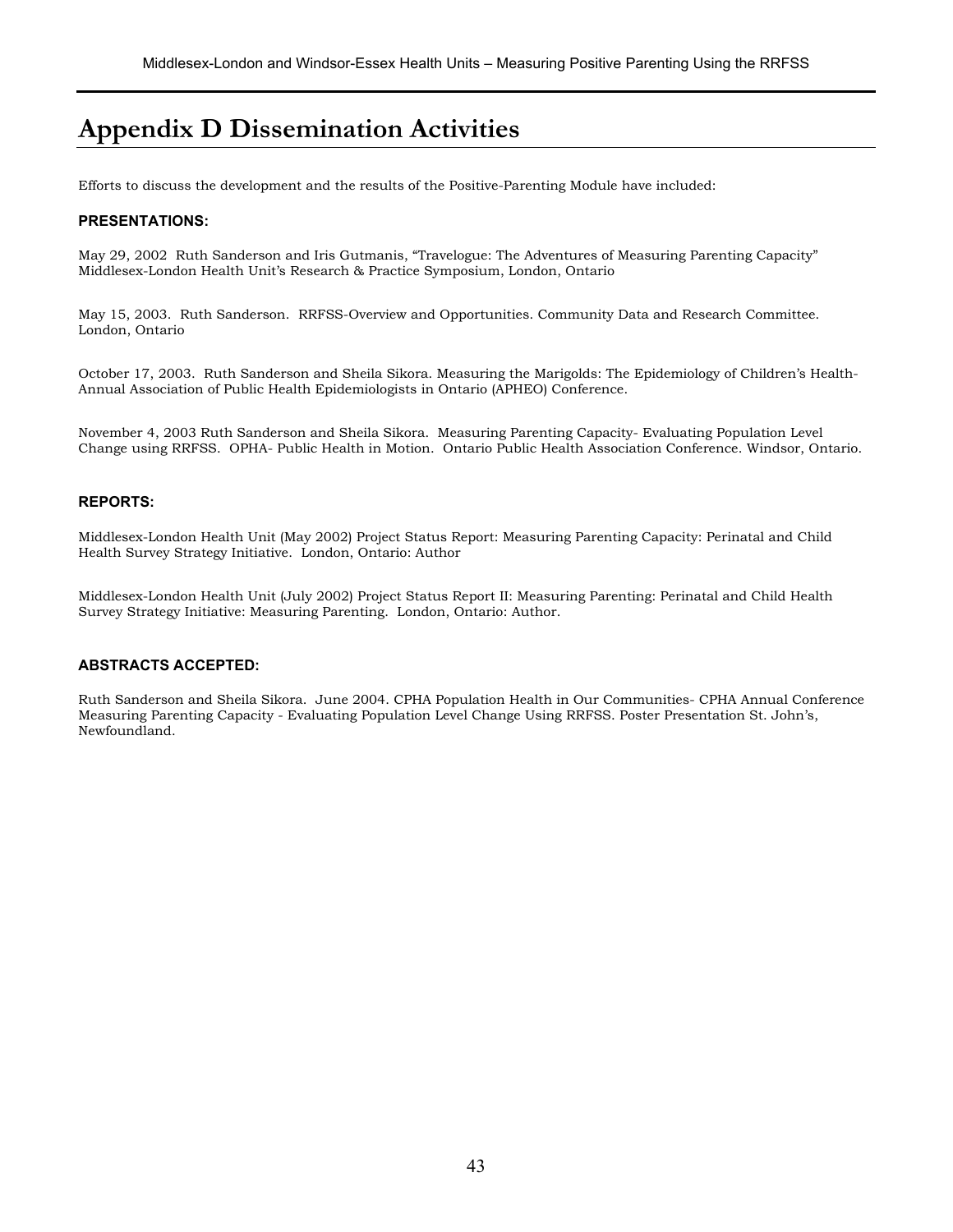# Appendix D Dissemination Activities

Efforts to discuss the development and the results of the Positive-Parenting Module have included:

**PRESENTATIONS:**

May 29, 2002 Ruth Sanderson and Iris Gutmanis, "Travelogue: The Adventures of Measuring Parenting Capacity" Middlesex-London Health Unit's Research & Practice Symposium, London, Ontario

May 15, 2003. Ruth Sanderson. RRFSS-Overview and Opportunities. Community Data and Research Committee. London, Ontario

October 17, 2003. Ruth Sanderson and Sheila Sikora. Measuring the Marigolds: The Epidemiology of Children's Health- Annual Association of Public Health Epidemiologists in Ontario (APHEO) Conference.

November 4, 2003 Ruth Sanderson and Sheila Sikora. Measuring Parenting Capacity- Evaluating Population Level Change using RRFSS. OPHA- Public Health in Motion. Ontario Public Health Association Conference. Windsor, Ontario.

**REPORTS:**

Middlesex-London Health Unit (May 2002) Project Status Report: Measuring Parenting Capacity: Perinatal and Child Health Survey Strategy Initiative. London, Ontario: Author

Middlesex-London Health Unit (July 2002) Project Status Report II: Measuring Parenting: Perinatal and Child Health Survey Strategy Initiative: Measuring Parenting. London, Ontario: Author.

**ABSTRACTS ACCEPTED:**

Ruth Sanderson and Sheila Sikora. June 2004. CPHA Population Health in Our Communities- CPHA Annual Conference Measuring Parenting Capacity - Evaluating Population Level Change Using RRFSS. Poster Presentation St. John's, Newfoundland.